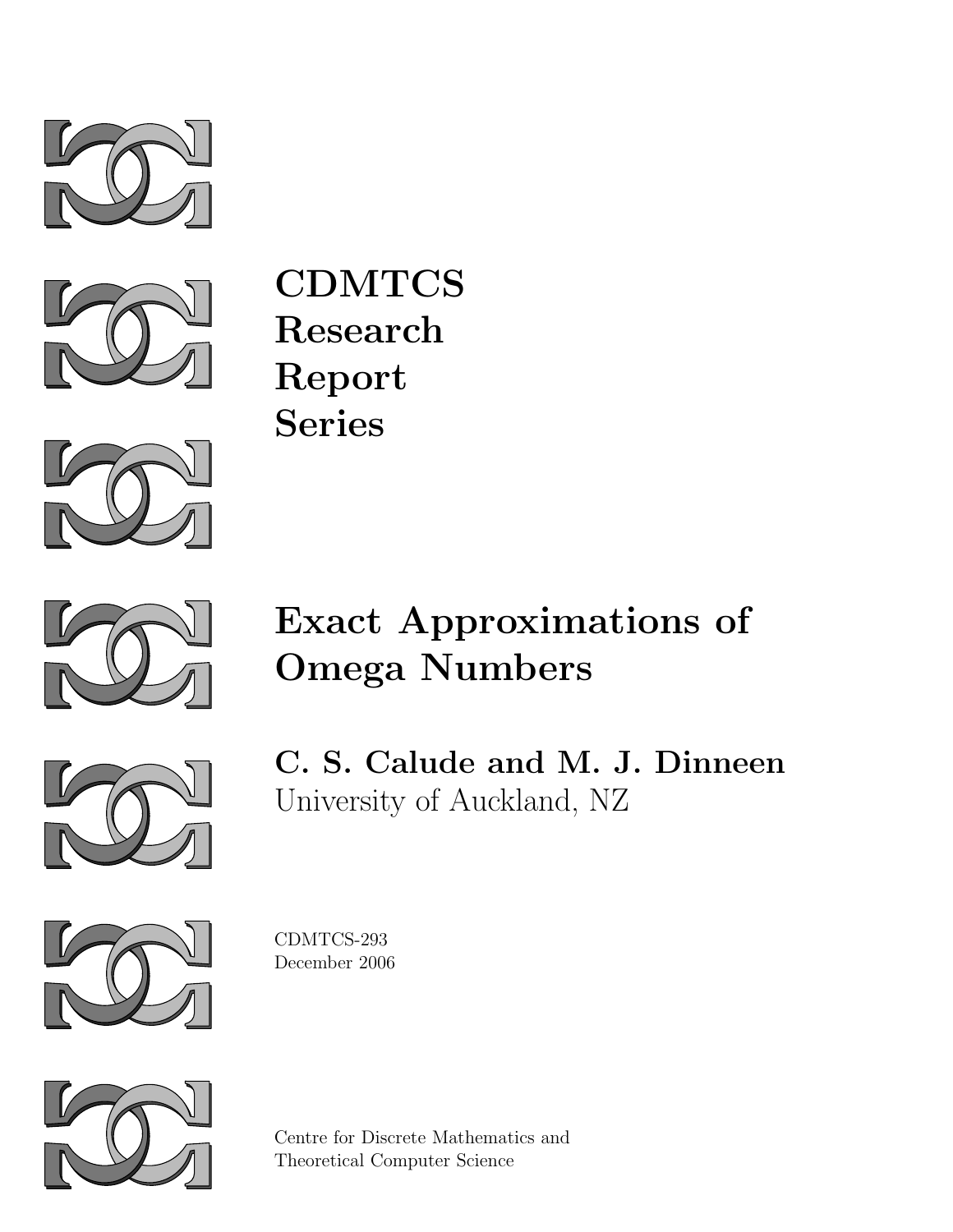# CDMTCS Research Report Series

# Exact Approximations of Omega Numbers

**C. S. Calude and M. J. Dinneen**
University of Auckland, NZ

CDMTCS-293
December 2006

Centre for Discrete Mathematics and
Theoretical Computer Science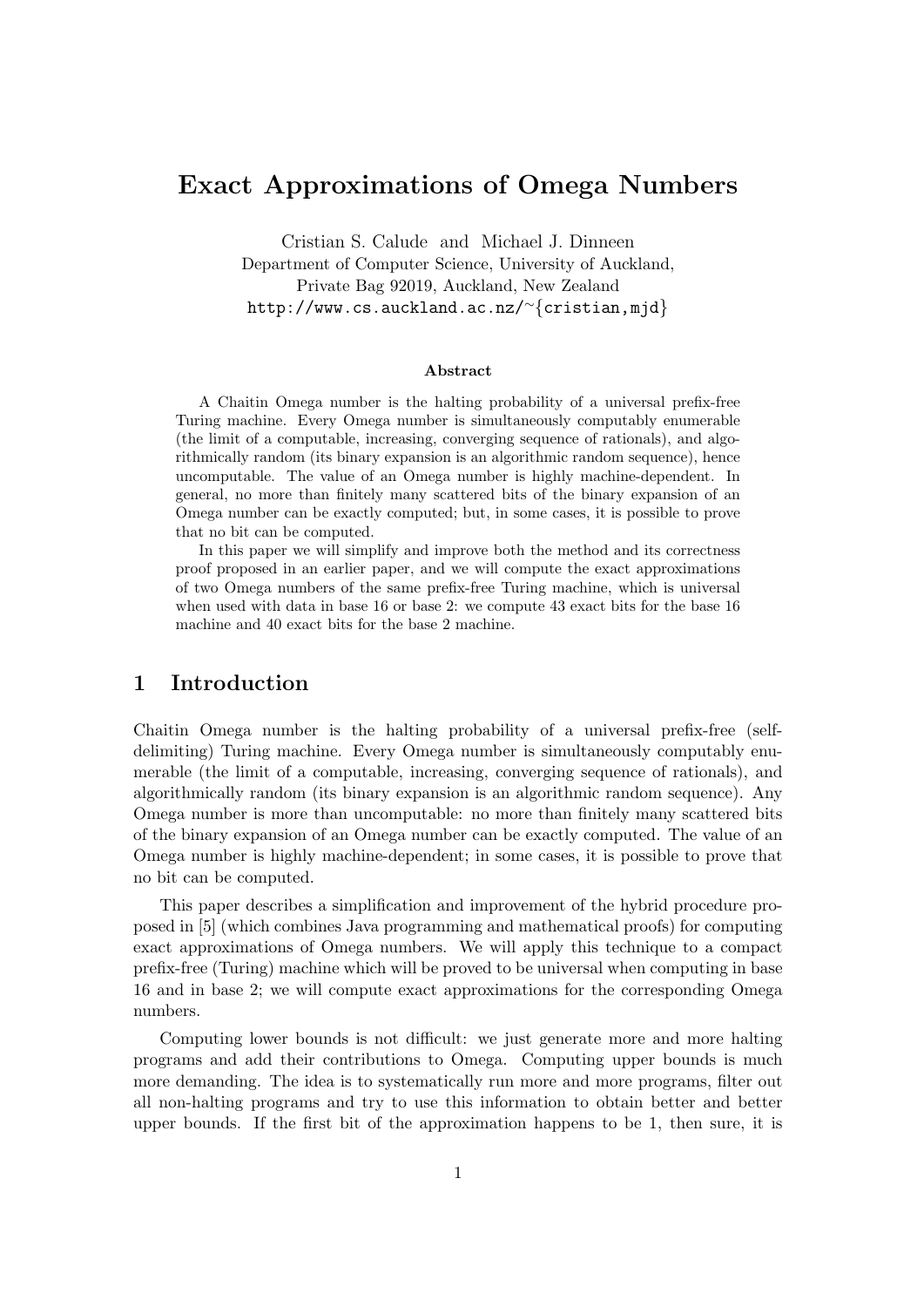# Exact Approximations of Omega Numbers

Cristian S. Calude and Michael J. Dinneen  
Department of Computer Science, University of Auckland,  
Private Bag 92019, Auckland, New Zealand  
http://www.cs.auckland.ac.nz/~{cristian,mjd}

### Abstract

A Chaitin Omega number is the halting probability of a universal prefix-free Turing machine. Every Omega number is simultaneously computably enumerable (the limit of a computable, increasing, converging sequence of rationals), and algorithmically random (its binary expansion is an algorithmic random sequence), hence uncomputable. The value of an Omega number is highly machine-dependent. In general, no more than finitely many scattered bits of the binary expansion of an Omega number can be exactly computed; but, in some cases, it is possible to prove that no bit can be computed.

In this paper we will simplify and improve both the method and its correctness proof proposed in an earlier paper, and we will compute the exact approximations of two Omega numbers of the same prefix-free Turing machine, which is universal when used with data in base 16 or base 2: we compute 43 exact bits for the base 16 machine and 40 exact bits for the base 2 machine.

## 1 Introduction

Chaitin Omega number is the halting probability of a universal prefix-free (self-delimiting) Turing machine. Every Omega number is simultaneously computably enumerable (the limit of a computable, increasing, converging sequence of rationals), and algorithmically random (its binary expansion is an algorithmic random sequence). Any Omega number is more than uncomputable: no more than finitely many scattered bits of the binary expansion of an Omega number can be exactly computed. The value of an Omega number is highly machine-dependent; in some cases, it is possible to prove that no bit can be computed.

This paper describes a simplification and improvement of the hybrid procedure proposed in [5] (which combines Java programming and mathematical proofs) for computing exact approximations of Omega numbers. We will apply this technique to a compact prefix-free (Turing) machine which will be proved to be universal when computing in base 16 and in base 2; we will compute exact approximations for the corresponding Omega numbers.

Computing lower bounds is not difficult: we just generate more and more halting programs and add their contributions to Omega. Computing upper bounds is much more demanding. The idea is to systematically run more and more programs, filter out all non-halting programs and try to use this information to obtain better and better upper bounds. If the first bit of the approximation happens to be 1, then sure, it is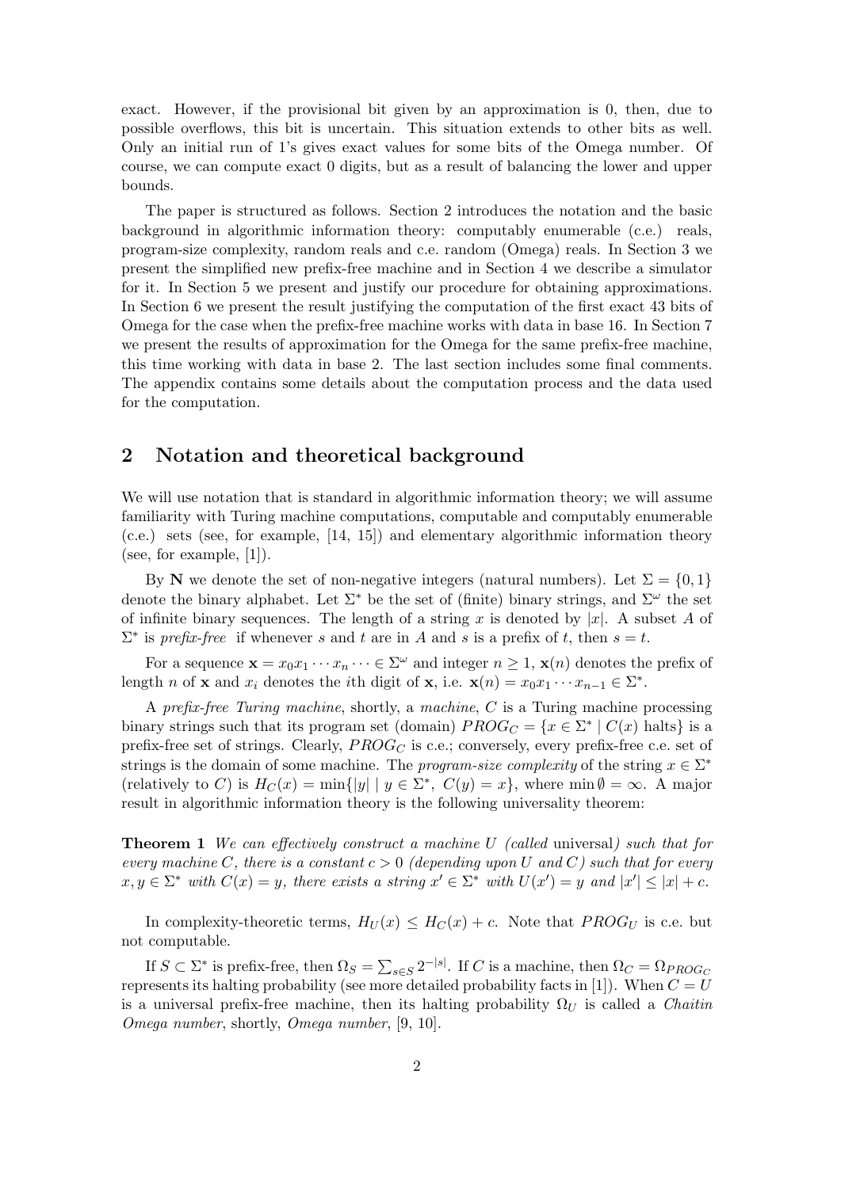exact. However, if the provisional bit given by an approximation is 0, then, due to possible overflows, this bit is uncertain. This situation extends to other bits as well. Only an initial run of 1's gives exact values for some bits of the Omega number. Of course, we can compute exact 0 digits, but as a result of balancing the lower and upper bounds.

The paper is structured as follows. Section 2 introduces the notation and the basic background in algorithmic information theory: computably enumerable (c.e.) reals, program-size complexity, random reals and c.e. random (Omega) reals. In Section 3 we present the simplified new prefix-free machine and in Section 4 we describe a simulator for it. In Section 5 we present and justify our procedure for obtaining approximations. In Section 6 we present the result justifying the computation of the first exact 43 bits of Omega for the case when the prefix-free machine works with data in base 16. In Section 7 we present the results of approximation for the Omega for the same prefix-free machine, this time working with data in base 2. The last section includes some final comments. The appendix contains some details about the computation process and the data used for the computation.

## 2 Notation and theoretical background

We will use notation that is standard in algorithmic information theory; we will assume familiarity with Turing machine computations, computable and computably enumerable (c.e.) sets (see, for example, [14, 15]) and elementary algorithmic information theory (see, for example, [1]).

By $\mathbf{N}$ we denote the set of non-negative integers (natural numbers). Let $\Sigma = \{0, 1\}$ denote the binary alphabet. Let $\Sigma^*$ be the set of (finite) binary strings, and $\Sigma^\omega$ the set of infinite binary sequences. The length of a string $x$ is denoted by $|x|$. A subset $A$ of $\Sigma^*$ is *prefix-free* if whenever $s$ and $t$ are in $A$ and $s$ is a prefix of $t$, then $s = t$.

For a sequence $\mathbf{x} = x_0 x_1 \cdots x_n \cdots \in \Sigma^\omega$ and integer $n \geq 1$, $\mathbf{x}(n)$ denotes the prefix of length $n$ of $\mathbf{x}$ and $x_i$ denotes the $i$th digit of $\mathbf{x}$, i.e. $\mathbf{x}(n) = x_0 x_1 \cdots x_{n-1} \in \Sigma^*$.

A *prefix-free Turing machine*, shortly, a *machine*, $C$ is a Turing machine processing binary strings such that its program set (domain) $PROG_C = \{x \in \Sigma^* \mid C(x) \text{ halts}\}$ is a prefix-free set of strings. Clearly, $PROG_C$ is c.e.; conversely, every prefix-free c.e. set of strings is the domain of some machine. The *program-size complexity* of the string $x \in \Sigma^*$ (relatively to $C$) is $H_C(x) = \min\{|y| \mid y \in \Sigma^*,\ C(y) = x\}$, where $\min \emptyset = \infty$. A major result in algorithmic information theory is the following universality theorem:

**Theorem 1** *We can effectively construct a machine $U$ (called* universal*) such that for every machine $C$, there is a constant $c > 0$ (depending upon $U$ and $C$) such that for every $x, y \in \Sigma^*$ with $C(x) = y$, there exists a string $x' \in \Sigma^*$ with $U(x') = y$ and $|x'| \leq |x| + c$.*

In complexity-theoretic terms, $H_U(x) \leq H_C(x) + c$. Note that $PROG_U$ is c.e. but not computable.

If $S \subset \Sigma^*$ is prefix-free, then $\Omega_S = \sum_{s \in S} 2^{-|s|}$. If $C$ is a machine, then $\Omega_C = \Omega_{PROG_C}$ represents its halting probability (see more detailed probability facts in [1]). When $C = U$ is a universal prefix-free machine, then its halting probability $\Omega_U$ is called a *Chaitin Omega number*, shortly, *Omega number*, [9, 10].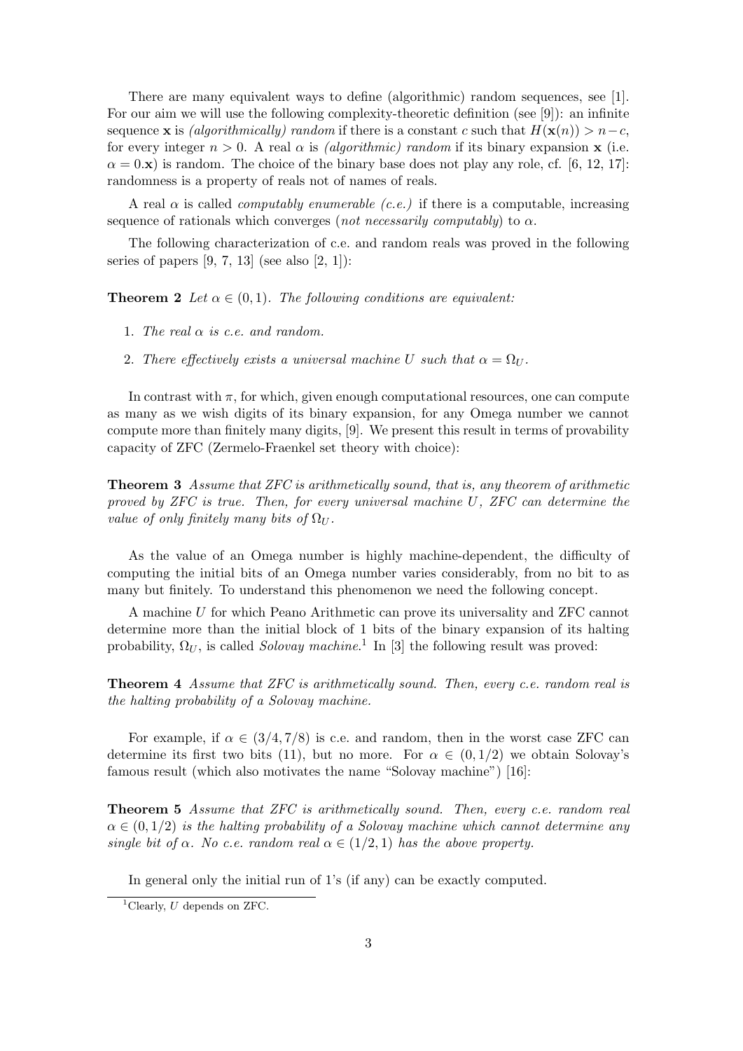There are many equivalent ways to define (algorithmic) random sequences, see [1]. For our aim we will use the following complexity-theoretic definition (see [9]): an infinite sequence $\mathbf{x}$ is *(algorithmically) random* if there is a constant $c$ such that $H(\mathbf{x}(n)) > n - c$, for every integer $n > 0$. A real $\alpha$ is *(algorithmic) random* if its binary expansion $\mathbf{x}$ (i.e. $\alpha = 0.\mathbf{x}$) is random. The choice of the binary base does not play any role, cf. [6, 12, 17]: randomness is a property of reals not of names of reals.

A real $\alpha$ is called *computably enumerable (c.e.)* if there is a computable, increasing sequence of rationals which converges (*not necessarily computably*) to $\alpha$.

The following characterization of c.e. and random reals was proved in the following series of papers [9, 7, 13] (see also [2, 1]):

**Theorem 2** *Let $\alpha \in (0, 1)$. The following conditions are equivalent:*

1. *The real $\alpha$ is c.e. and random.*
2. *There effectively exists a universal machine $U$ such that $\alpha = \Omega_U$.*

In contrast with $\pi$, for which, given enough computational resources, one can compute as many as we wish digits of its binary expansion, for any Omega number we cannot compute more than finitely many digits, [9]. We present this result in terms of provability capacity of ZFC (Zermelo-Fraenkel set theory with choice):

**Theorem 3** *Assume that ZFC is arithmetically sound, that is, any theorem of arithmetic proved by ZFC is true. Then, for every universal machine $U$, ZFC can determine the value of only finitely many bits of $\Omega_U$.*

As the value of an Omega number is highly machine-dependent, the difficulty of computing the initial bits of an Omega number varies considerably, from no bit to as many but finitely. To understand this phenomenon we need the following concept.

A machine $U$ for which Peano Arithmetic can prove its universality and ZFC cannot determine more than the initial block of 1 bits of the binary expansion of its halting probability, $\Omega_U$, is called *Solovay machine*.[1] In [3] the following result was proved:

**Theorem 4** *Assume that ZFC is arithmetically sound. Then, every c.e. random real is the halting probability of a Solovay machine.*

For example, if $\alpha \in (3/4, 7/8)$ is c.e. and random, then in the worst case ZFC can determine its first two bits (11), but no more. For $\alpha \in (0, 1/2)$ we obtain Solovay's famous result (which also motivates the name "Solovay machine") [16]:

**Theorem 5** *Assume that ZFC is arithmetically sound. Then, every c.e. random real $\alpha \in (0, 1/2)$ is the halting probability of a Solovay machine which cannot determine any single bit of $\alpha$. No c.e. random real $\alpha \in (1/2, 1)$ has the above property.*

In general only the initial run of 1's (if any) can be exactly computed.

[1] Clearly, $U$ depends on ZFC.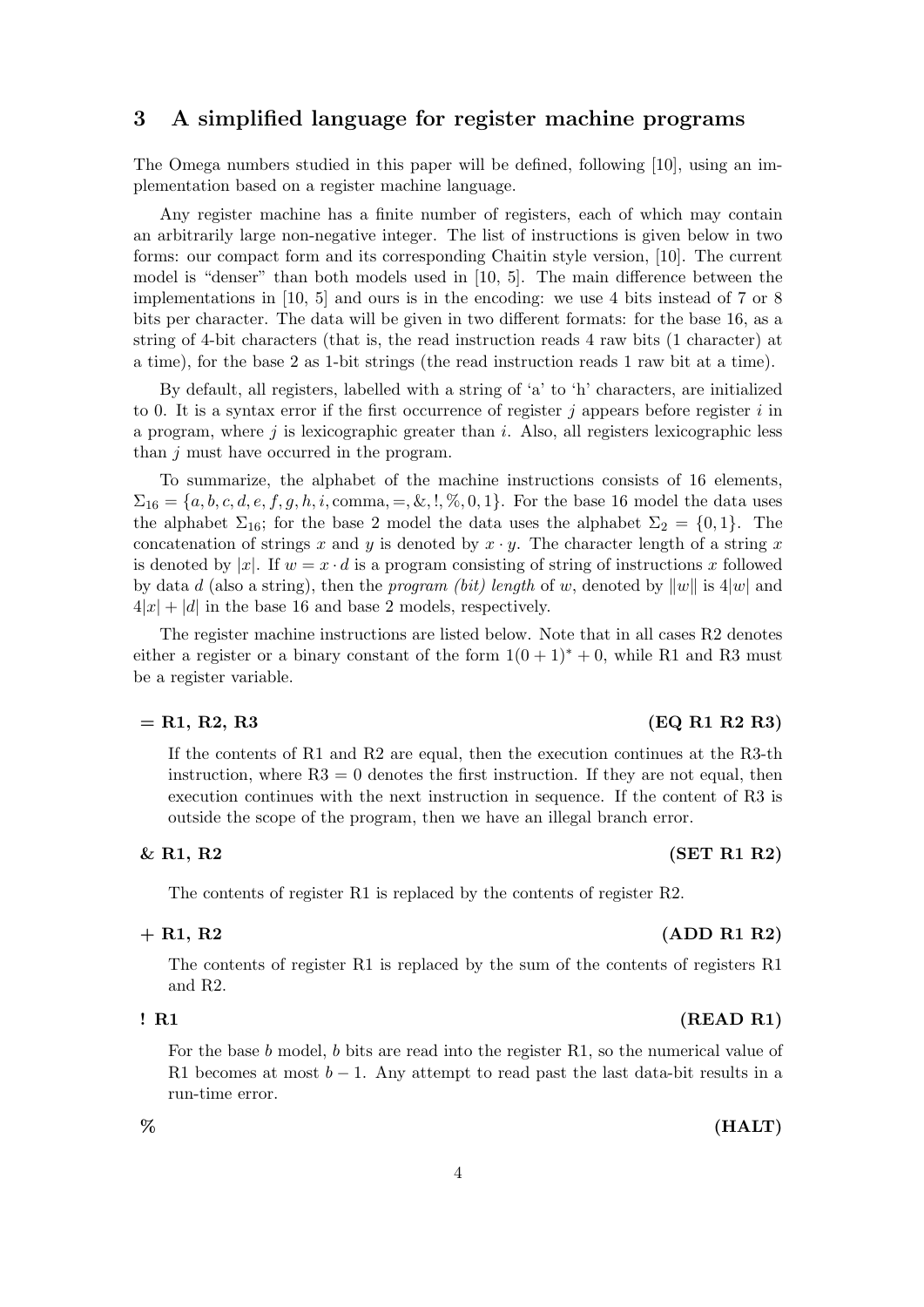## 3 A simplified language for register machine programs

The Omega numbers studied in this paper will be defined, following [10], using an implementation based on a register machine language.

Any register machine has a finite number of registers, each of which may contain an arbitrarily large non-negative integer. The list of instructions is given below in two forms: our compact form and its corresponding Chaitin style version, [10]. The current model is "denser" than both models used in [10, 5]. The main difference between the implementations in [10, 5] and ours is in the encoding: we use 4 bits instead of 7 or 8 bits per character. The data will be given in two different formats: for the base 16, as a string of 4-bit characters (that is, the read instruction reads 4 raw bits (1 character) at a time), for the base 2 as 1-bit strings (the read instruction reads 1 raw bit at a time).

By default, all registers, labelled with a string of 'a' to 'h' characters, are initialized to 0. It is a syntax error if the first occurrence of register $j$ appears before register $i$ in a program, where $j$ is lexicographic greater than $i$. Also, all registers lexicographic less than $j$ must have occurred in the program.

To summarize, the alphabet of the machine instructions consists of 16 elements, $\Sigma_{16} = \{a, b, c, d, e, f, g, h, i, \text{comma}, =, \&, !, \%, 0, 1\}$. For the base 16 model the data uses the alphabet $\Sigma_{16}$; for the base 2 model the data uses the alphabet $\Sigma_2 = \{0, 1\}$. The concatenation of strings $x$ and $y$ is denoted by $x \cdot y$. The character length of a string $x$ is denoted by $|x|$. If $w = x \cdot d$ is a program consisting of string of instructions $x$ followed by data $d$ (also a string), then the *program (bit) length* of $w$, denoted by $\|w\|$ is $4|w|$ and $4|x| + |d|$ in the base 16 and base 2 models, respectively.

The register machine instructions are listed below. Note that in all cases R2 denotes either a register or a binary constant of the form $1(0+1)^* + 0$, while R1 and R3 must be a register variable.

**= R1, R2, R3** **(EQ R1 R2 R3)**

If the contents of R1 and R2 are equal, then the execution continues at the R3-th instruction, where R3 = 0 denotes the first instruction. If they are not equal, then execution continues with the next instruction in sequence. If the content of R3 is outside the scope of the program, then we have an illegal branch error.

**& R1, R2** **(SET R1 R2)**

The contents of register R1 is replaced by the contents of register R2.

**+ R1, R2** **(ADD R1 R2)**

The contents of register R1 is replaced by the sum of the contents of registers R1 and R2.

**! R1** **(READ R1)**

For the base $b$ model, $b$ bits are read into the register R1, so the numerical value of R1 becomes at most $b - 1$. Any attempt to read past the last data-bit results in a run-time error.

**%** **(HALT)**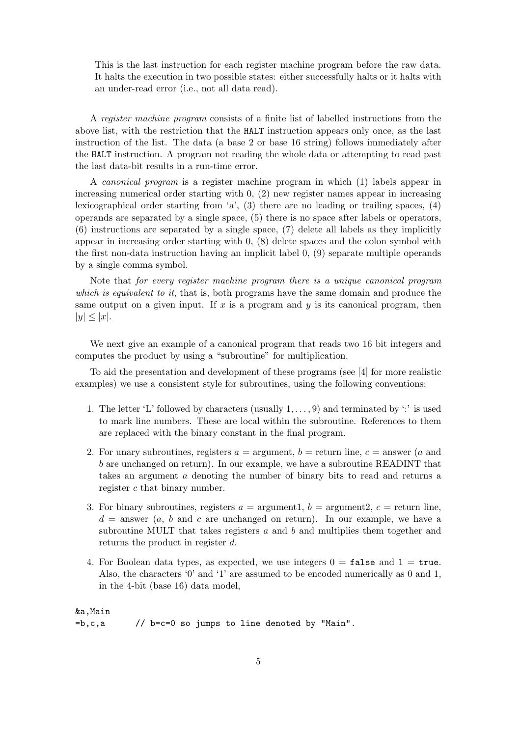This is the last instruction for each register machine program before the raw data. It halts the execution in two possible states: either successfully halts or it halts with an under-read error (i.e., not all data read).

A *register machine program* consists of a finite list of labelled instructions from the above list, with the restriction that the HALT instruction appears only once, as the last instruction of the list. The data (a base 2 or base 16 string) follows immediately after the HALT instruction. A program not reading the whole data or attempting to read past the last data-bit results in a run-time error.

A *canonical program* is a register machine program in which (1) labels appear in increasing numerical order starting with 0, (2) new register names appear in increasing lexicographical order starting from 'a', (3) there are no leading or trailing spaces, (4) operands are separated by a single space, (5) there is no space after labels or operators, (6) instructions are separated by a single space, (7) delete all labels as they implicitly appear in increasing order starting with 0, (8) delete spaces and the colon symbol with the first non-data instruction having an implicit label 0, (9) separate multiple operands by a single comma symbol.

Note that *for every register machine program there is a unique canonical program which is equivalent to it*, that is, both programs have the same domain and produce the same output on a given input. If $x$ is a program and $y$ is its canonical program, then $|y| \leq |x|$.

We next give an example of a canonical program that reads two 16 bit integers and computes the product by using a "subroutine" for multiplication.

To aid the presentation and development of these programs (see [4] for more realistic examples) we use a consistent style for subroutines, using the following conventions:

1. The letter 'L' followed by characters (usually $1, \ldots, 9$) and terminated by ':' is used to mark line numbers. These are local within the subroutine. References to them are replaced with the binary constant in the final program.
2. For unary subroutines, registers $a$ = argument, $b$ = return line, $c$ = answer ($a$ and $b$ are unchanged on return). In our example, we have a subroutine READINT that takes an argument $a$ denoting the number of binary bits to read and returns a register $c$ that binary number.
3. For binary subroutines, registers $a$ = argument1, $b$ = argument2, $c$ = return line, $d$ = answer ($a$, $b$ and $c$ are unchanged on return). In our example, we have a subroutine MULT that takes registers $a$ and $b$ and multiplies them together and returns the product in register $d$.
4. For Boolean data types, as expected, we use integers 0 = false and 1 = true. Also, the characters '0' and '1' are assumed to be encoded numerically as 0 and 1, in the 4-bit (base 16) data model,

```
&a,Main
=b,c,a      // b=c=0 so jumps to line denoted by "Main".
```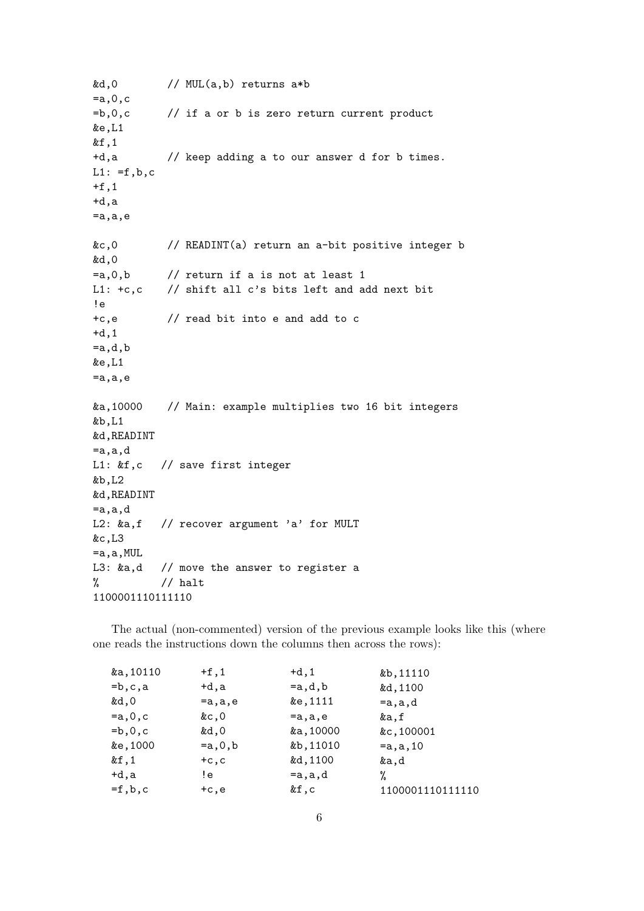```
&d,0        // MUL(a,b) returns a*b
=a,0,c
=b,0,c      // if a or b is zero return current product
&e,L1
&f,1
+d,a        // keep adding a to our answer d for b times.
L1: =f,b,c
+f,1
+d,a
=a,a,e

&c,0        // READINT(a) return an a-bit positive integer b
&d,0
=a,0,b      // return if a is not at least 1
L1: +c,c    // shift all c's bits left and add next bit
!e
+c,e        // read bit into e and add to c
+d,1
=a,d,b
&e,L1
=a,a,e

&a,10000    // Main: example multiplies two 16 bit integers
&b,L1
&d,READINT
=a,a,d
L1: &f,c   // save first integer
&b,L2
&d,READINT
=a,a,d
L2: &a,f   // recover argument 'a' for MULT
&c,L3
=a,a,MUL
L3: &a,d   // move the answer to register a
%          // halt
1100001110111110
```

The actual (non-commented) version of the previous example looks like this (where one reads the instructions down the columns then across the rows):

```
&a,10110      +f,1        +d,1        &b,11110
=b,c,a        +d,a        =a,d,b      &d,1100
&d,0          =a,a,e      &e,1111     =a,a,d
=a,0,c        &c,0        =a,a,e      &a,f
=b,0,c        &d,0        &a,10000    &c,100001
&e,1000       =a,0,b      &b,11010    =a,a,10
&f,1          +c,c        &d,1100     &a,d
+d,a          !e          =a,a,d      %
=f,b,c        +c,e        &f,c        1100001110111110
```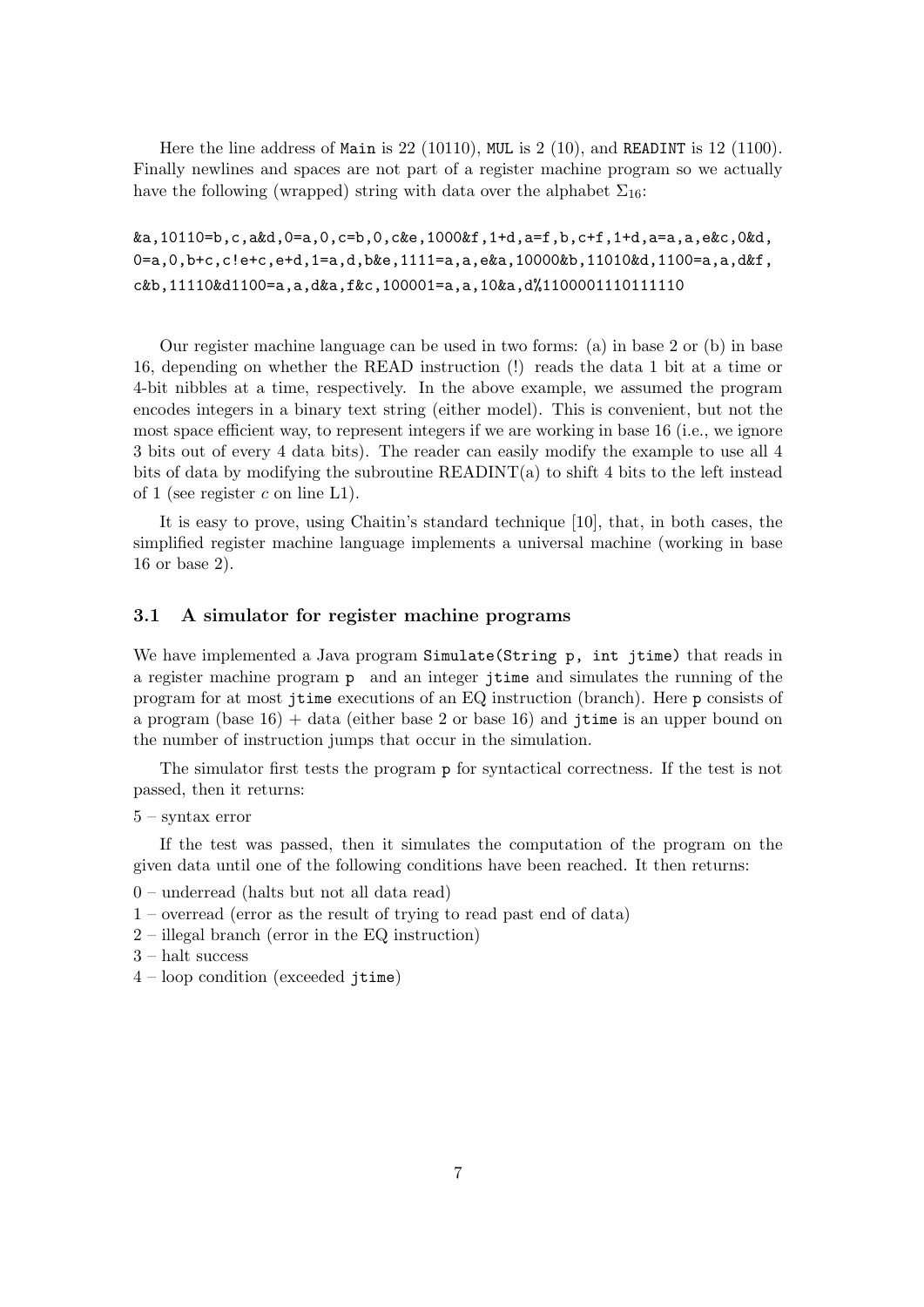Here the line address of `Main` is 22 (10110), `MUL` is 2 (10), and `READINT` is 12 (1100). Finally newlines and spaces are not part of a register machine program so we actually have the following (wrapped) string with data over the alphabet $\Sigma_{16}$:

```
&a,10110=b,c,a&d,0=a,0,c=b,0,c&e,1000&f,1+d,a=f,b,c+f,1+d,a=a,a,e&c,0&d,
0=a,0,b+c,c!e+c,e+d,1=a,d,b&e,1111=a,a,e&a,10000&b,11010&d,1100=a,a,d&f,
c&b,11110&d1100=a,a,d&a,f&c,100001=a,a,10&a,d%1100001110111110
```

Our register machine language can be used in two forms: (a) in base 2 or (b) in base 16, depending on whether the READ instruction (!) reads the data 1 bit at a time or 4-bit nibbles at a time, respectively. In the above example, we assumed the program encodes integers in a binary text string (either model). This is convenient, but not the most space efficient way, to represent integers if we are working in base 16 (i.e., we ignore 3 bits out of every 4 data bits). The reader can easily modify the example to use all 4 bits of data by modifying the subroutine READINT(a) to shift 4 bits to the left instead of 1 (see register $c$ on line L1).

It is easy to prove, using Chaitin's standard technique [10], that, in both cases, the simplified register machine language implements a universal machine (working in base 16 or base 2).

### 3.1 A simulator for register machine programs

We have implemented a Java program `Simulate(String p, int jtime)` that reads in a register machine program `p` and an integer `jtime` and simulates the running of the program for at most `jtime` executions of an EQ instruction (branch). Here `p` consists of a program (base 16) + data (either base 2 or base 16) and `jtime` is an upper bound on the number of instruction jumps that occur in the simulation.

The simulator first tests the program `p` for syntactical correctness. If the test is not passed, then it returns:

5 – syntax error

If the test was passed, then it simulates the computation of the program on the given data until one of the following conditions have been reached. It then returns:

0 – underread (halts but not all data read)
1 – overread (error as the result of trying to read past end of data)
2 – illegal branch (error in the EQ instruction)
3 – halt success
4 – loop condition (exceeded `jtime`)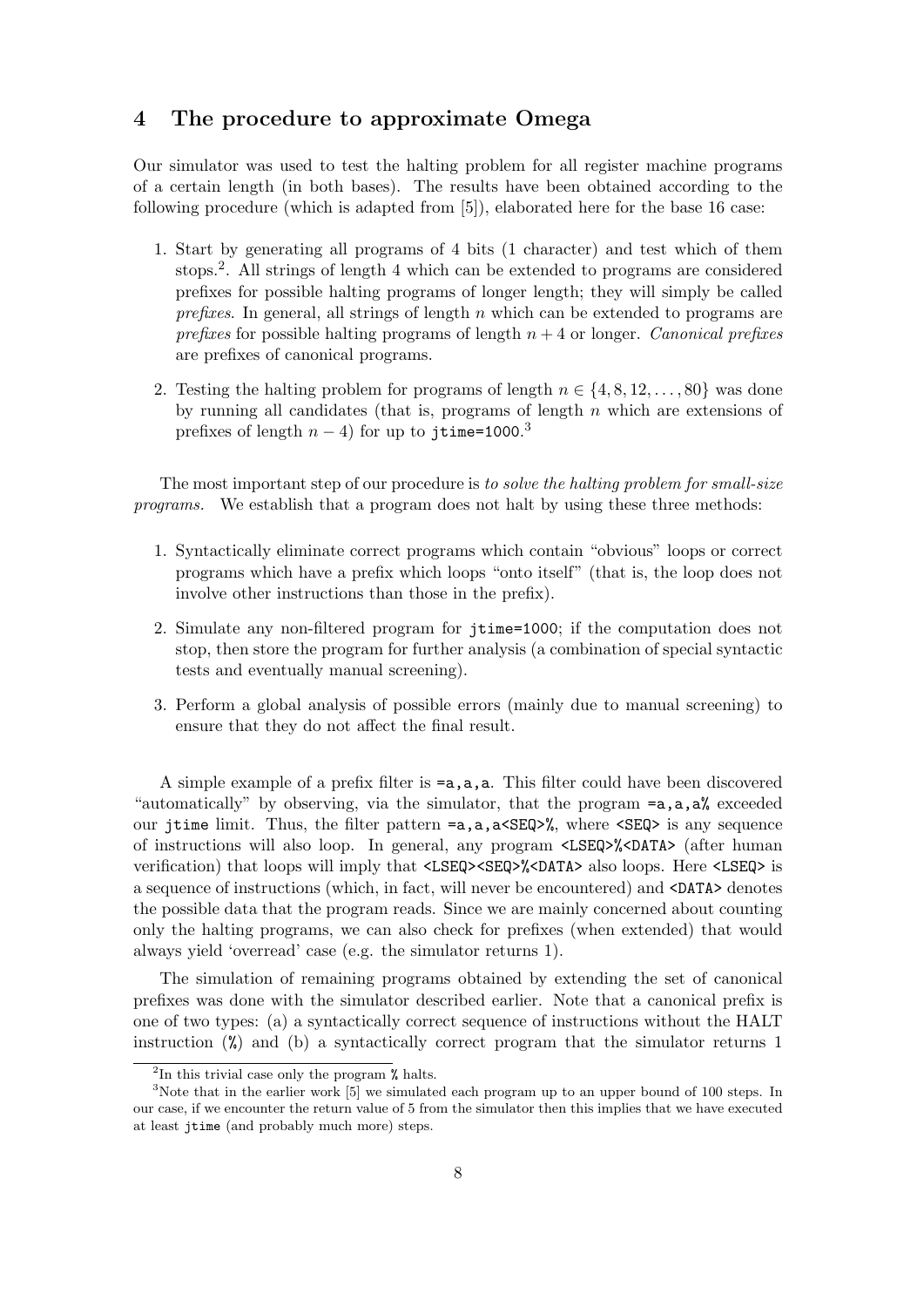## 4 The procedure to approximate Omega

Our simulator was used to test the halting problem for all register machine programs of a certain length (in both bases). The results have been obtained according to the following procedure (which is adapted from [5]), elaborated here for the base 16 case:

1. Start by generating all programs of 4 bits (1 character) and test which of them stops.[2]. All strings of length 4 which can be extended to programs are considered prefixes for possible halting programs of longer length; they will simply be called *prefixes*. In general, all strings of length $n$ which can be extended to programs are *prefixes* for possible halting programs of length $n + 4$ or longer. *Canonical prefixes* are prefixes of canonical programs.
2. Testing the halting problem for programs of length $n \in \{4, 8, 12, \ldots, 80\}$ was done by running all candidates (that is, programs of length $n$ which are extensions of prefixes of length $n - 4$) for up to `jtime=1000`.[3]

The most important step of our procedure is *to solve the halting problem for small-size programs.* We establish that a program does not halt by using these three methods:

1. Syntactically eliminate correct programs which contain "obvious" loops or correct programs which have a prefix which loops "onto itself" (that is, the loop does not involve other instructions than those in the prefix).
2. Simulate any non-filtered program for `jtime=1000`; if the computation does not stop, then store the program for further analysis (a combination of special syntactic tests and eventually manual screening).
3. Perform a global analysis of possible errors (mainly due to manual screening) to ensure that they do not affect the final result.

A simple example of a prefix filter is `=a,a,a`. This filter could have been discovered "automatically" by observing, via the simulator, that the program `=a,a,a%` exceeded our `jtime` limit. Thus, the filter pattern `=a,a,a<SEQ>%`, where `<SEQ>` is any sequence of instructions will also loop. In general, any program `<LSEQ>%<DATA>` (after human verification) that loops will imply that `<LSEQ><SEQ>%<DATA>` also loops. Here `<LSEQ>` is a sequence of instructions (which, in fact, will never be encountered) and `<DATA>` denotes the possible data that the program reads. Since we are mainly concerned about counting only the halting programs, we can also check for prefixes (when extended) that would always yield 'overread' case (e.g. the simulator returns 1).

The simulation of remaining programs obtained by extending the set of canonical prefixes was done with the simulator described earlier. Note that a canonical prefix is one of two types: (a) a syntactically correct sequence of instructions without the HALT instruction (`%`) and (b) a syntactically correct program that the simulator returns 1

[2] In this trivial case only the program `%` halts.

[3] Note that in the earlier work [5] we simulated each program up to an upper bound of 100 steps. In our case, if we encounter the return value of 5 from the simulator then this implies that we have executed at least `jtime` (and probably much more) steps.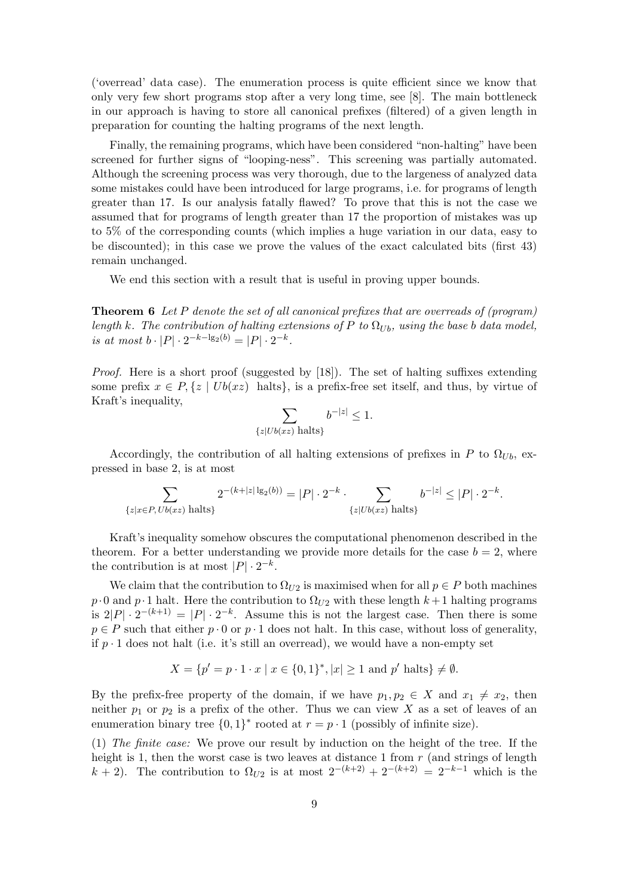('overread' data case). The enumeration process is quite efficient since we know that only very few short programs stop after a very long time, see [8]. The main bottleneck in our approach is having to store all canonical prefixes (filtered) of a given length in preparation for counting the halting programs of the next length.

Finally, the remaining programs, which have been considered "non-halting" have been screened for further signs of "looping-ness". This screening was partially automated. Although the screening process was very thorough, due to the largeness of analyzed data some mistakes could have been introduced for large programs, i.e. for programs of length greater than 17. Is our analysis fatally flawed? To prove that this is not the case we assumed that for programs of length greater than 17 the proportion of mistakes was up to 5% of the corresponding counts (which implies a huge variation in our data, easy to be discounted); in this case we prove the values of the exact calculated bits (first 43) remain unchanged.

We end this section with a result that is useful in proving upper bounds.

**Theorem 6** *Let $P$ denote the set of all canonical prefixes that are overreads of (program) length $k$. The contribution of halting extensions of $P$ to $\Omega_{Ub}$, using the base $b$ data model, is at most $b \cdot |P| \cdot 2^{-k-\lg_2(b)} = |P| \cdot 2^{-k}$.*

*Proof.* Here is a short proof (suggested by [18]). The set of halting suffixes extending some prefix $x \in P, \{z \mid Ub(xz) \text{ halts}\}$, is a prefix-free set itself, and thus, by virtue of Kraft's inequality,

$$\sum_{\{z|Ub(xz) \text{ halts}\}} b^{-|z|} \leq 1.$$

Accordingly, the contribution of all halting extensions of prefixes in $P$ to $\Omega_{Ub}$, expressed in base 2, is at most

$$\sum_{\{z|x\in P,\, Ub(xz) \text{ halts}\}} 2^{-(k+|z|\lg_2(b))} = |P| \cdot 2^{-k} \cdot \sum_{\{z|Ub(xz) \text{ halts}\}} b^{-|z|} \leq |P| \cdot 2^{-k}.$$

Kraft's inequality somehow obscures the computational phenomenon described in the theorem. For a better understanding we provide more details for the case $b = 2$, where the contribution is at most $|P| \cdot 2^{-k}$.

We claim that the contribution to $\Omega_{U2}$ is maximised when for all $p \in P$ both machines $p \cdot 0$ and $p \cdot 1$ halt. Here the contribution to $\Omega_{U2}$ with these length $k+1$ halting programs is $2|P| \cdot 2^{-(k+1)} = |P| \cdot 2^{-k}$. Assume this is not the largest case. Then there is some $p \in P$ such that either $p \cdot 0$ or $p \cdot 1$ does not halt. In this case, without loss of generality, if $p \cdot 1$ does not halt (i.e. it's still an overread), we would have a non-empty set

$$X = \{p' = p \cdot 1 \cdot x \mid x \in \{0,1\}^*, |x| \geq 1 \text{ and } p' \text{ halts}\} \neq \emptyset.$$

By the prefix-free property of the domain, if we have $p_1, p_2 \in X$ and $x_1 \neq x_2$, then neither $p_1$ or $p_2$ is a prefix of the other. Thus we can view $X$ as a set of leaves of an enumeration binary tree $\{0,1\}^*$ rooted at $r = p \cdot 1$ (possibly of infinite size).

(1) *The finite case:* We prove our result by induction on the height of the tree. If the height is 1, then the worst case is two leaves at distance 1 from $r$ (and strings of length $k+2$). The contribution to $\Omega_{U2}$ is at most $2^{-(k+2)} + 2^{-(k+2)} = 2^{-k-1}$ which is the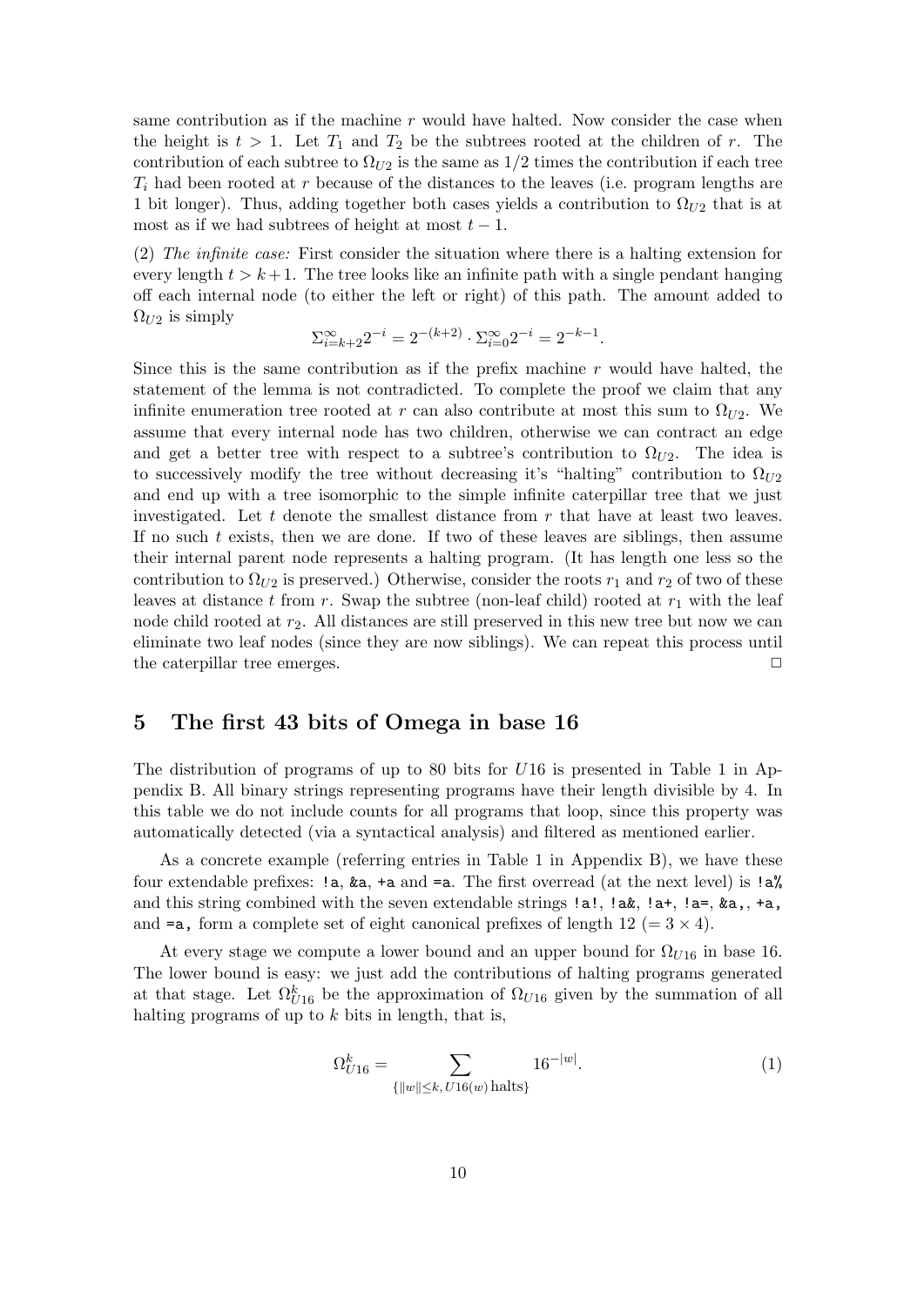same contribution as if the machine $r$ would have halted. Now consider the case when the height is $t > 1$. Let $T_1$ and $T_2$ be the subtrees rooted at the children of $r$. The contribution of each subtree to $\Omega_{U2}$ is the same as $1/2$ times the contribution if each tree $T_i$ had been rooted at $r$ because of the distances to the leaves (i.e. program lengths are 1 bit longer). Thus, adding together both cases yields a contribution to $\Omega_{U2}$ that is at most as if we had subtrees of height at most $t-1$.

(2) *The infinite case:* First consider the situation where there is a halting extension for every length $t > k+1$. The tree looks like an infinite path with a single pendant hanging off each internal node (to either the left or right) of this path. The amount added to $\Omega_{U2}$ is simply

$$\Sigma_{i=k+2}^{\infty} 2^{-i} = 2^{-(k+2)} \cdot \Sigma_{i=0}^{\infty} 2^{-i} = 2^{-k-1}.$$

Since this is the same contribution as if the prefix machine $r$ would have halted, the statement of the lemma is not contradicted. To complete the proof we claim that any infinite enumeration tree rooted at $r$ can also contribute at most this sum to $\Omega_{U2}$. We assume that every internal node has two children, otherwise we can contract an edge and get a better tree with respect to a subtree's contribution to $\Omega_{U2}$. The idea is to successively modify the tree without decreasing it's "halting" contribution to $\Omega_{U2}$ and end up with a tree isomorphic to the simple infinite caterpillar tree that we just investigated. Let $t$ denote the smallest distance from $r$ that have at least two leaves. If no such $t$ exists, then we are done. If two of these leaves are siblings, then assume their internal parent node represents a halting program. (It has length one less so the contribution to $\Omega_{U2}$ is preserved.) Otherwise, consider the roots $r_1$ and $r_2$ of two of these leaves at distance $t$ from $r$. Swap the subtree (non-leaf child) rooted at $r_1$ with the leaf node child rooted at $r_2$. All distances are still preserved in this new tree but now we can eliminate two leaf nodes (since they are now siblings). We can repeat this process until the caterpillar tree emerges. □

## 5 The first 43 bits of Omega in base 16

The distribution of programs of up to 80 bits for $U16$ is presented in Table 1 in Appendix B. All binary strings representing programs have their length divisible by 4. In this table we do not include counts for all programs that loop, since this property was automatically detected (via a syntactical analysis) and filtered as mentioned earlier.

As a concrete example (referring entries in Table 1 in Appendix B), we have these four extendable prefixes: `!a`, `&a`, `+a` and `=a`. The first overread (at the next level) is `!a%` and this string combined with the seven extendable strings `!a!`, `!a&`, `!a+`, `!a=`, `&a,`, `+a,` and `=a,` form a complete set of eight canonical prefixes of length 12 ($= 3 \times 4$).

At every stage we compute a lower bound and an upper bound for $\Omega_{U16}$ in base 16. The lower bound is easy: we just add the contributions of halting programs generated at that stage. Let $\Omega_{U16}^k$ be the approximation of $\Omega_{U16}$ given by the summation of all halting programs of up to $k$ bits in length, that is,

$$\Omega_{U16}^k = \sum_{\{\|w\| \le k,\, U16(w)\,\text{halts}\}} 16^{-|w|}. \tag{1}$$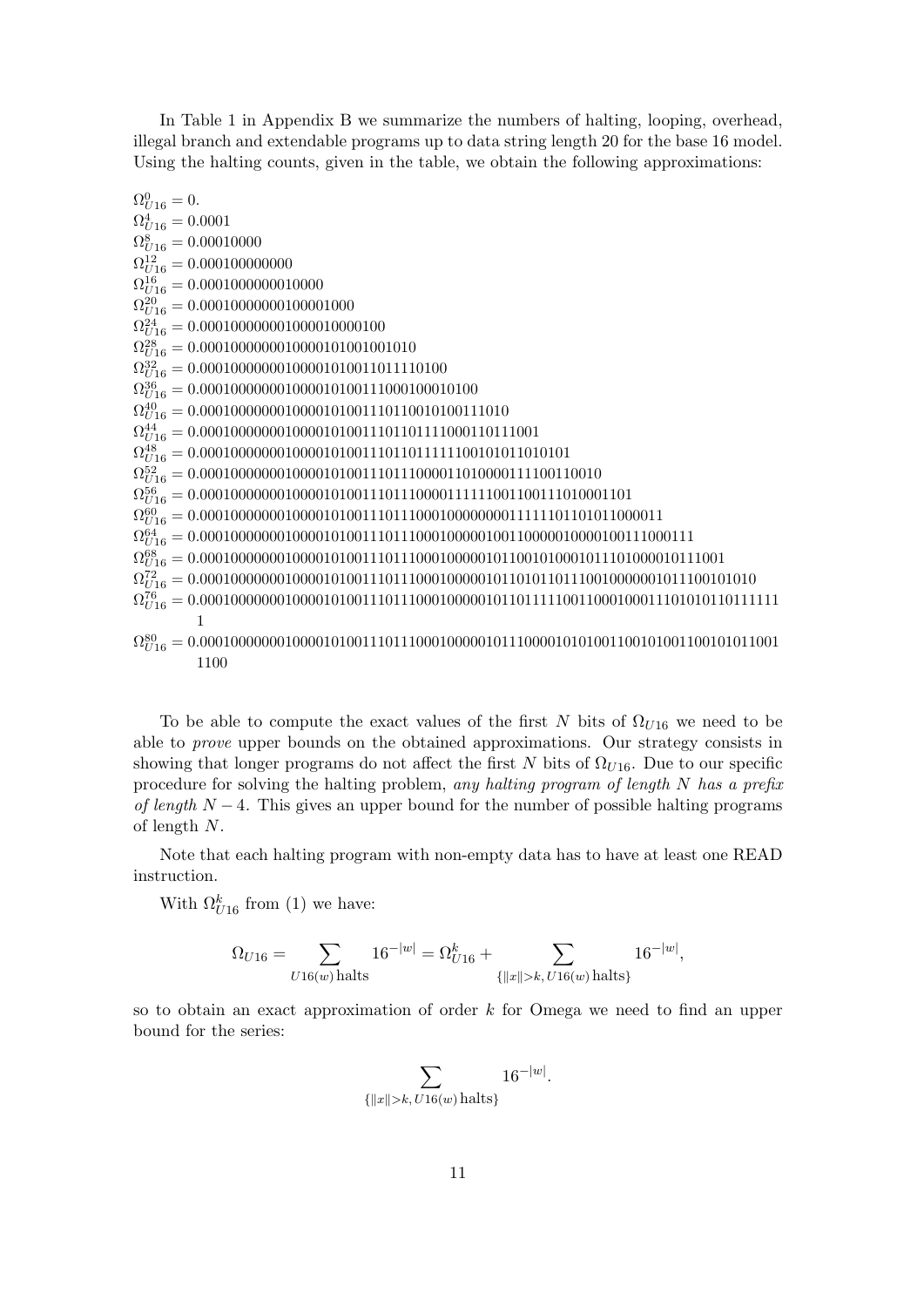In Table 1 in Appendix B we summarize the numbers of halting, looping, overhead, illegal branch and extendable programs up to data string length 20 for the base 16 model. Using the halting counts, given in the table, we obtain the following approximations:

$\Omega^0_{U16} = 0.$  
$\Omega^4_{U16} = 0.0001$  
$\Omega^8_{U16} = 0.00010000$  
$\Omega^{12}_{U16} = 0.000100000000$  
$\Omega^{16}_{U16} = 0.0001000000010000$  
$\Omega^{20}_{U16} = 0.00010000000100001000$  
$\Omega^{24}_{U16} = 0.000100000001000010000100$  
$\Omega^{28}_{U16} = 0.0001000000010000101001001010$  
$\Omega^{32}_{U16} = 0.00010000000100001010011011110100$  
$\Omega^{36}_{U16} = 0.000100000001000010100111000100010100$  
$\Omega^{40}_{U16} = 0.0001000000010000101001110110010100111010$  
$\Omega^{44}_{U16} = 0.00010000000100001010011101101111000110111001$  
$\Omega^{48}_{U16} = 0.000100000001000010100111011011111100101011010101$  
$\Omega^{52}_{U16} = 0.0001000000010000101001110111000011010000111100110010$  
$\Omega^{56}_{U16} = 0.00010000000100001010011101110000111111001100111010001101$  
$\Omega^{60}_{U16} = 0.000100000001000010100111011100010000000011111101101011000011$  
$\Omega^{64}_{U16} = 0.0001000000010000101001110111000100000100110000010000100111000111$  
$\Omega^{68}_{U16} = 0.00010000000100001010011101110001000001011001010001011101000010111001$  
$\Omega^{72}_{U16} = 0.000100000001000010100111011100010000010110101101110010000001011100101010$  
$\Omega^{76}_{U16} = 0.0001000000010000101001110111000100000101101111110011000100011101010110111111$
$\quad 1$  
$\Omega^{80}_{U16} = 0.000100000001000010100111011100010000010111000010101001100101001100101011001$
$\quad 1100$

To be able to compute the exact values of the first $N$ bits of $\Omega_{U16}$ we need to be able to *prove* upper bounds on the obtained approximations. Our strategy consists in showing that longer programs do not affect the first $N$ bits of $\Omega_{U16}$. Due to our specific procedure for solving the halting problem, *any halting program of length $N$ has a prefix of length $N-4$*. This gives an upper bound for the number of possible halting programs of length $N$.

Note that each halting program with non-empty data has to have at least one READ instruction.

With $\Omega^k_{U16}$ from (1) we have:

$$\Omega_{U16} = \sum_{U16(w)\,\text{halts}} 16^{-|w|} = \Omega^k_{U16} + \sum_{\{\|x\|>k,\, U16(w)\,\text{halts}\}} 16^{-|w|},$$

so to obtain an exact approximation of order $k$ for Omega we need to find an upper bound for the series:

$$\sum_{\{\|x\|>k,\, U16(w)\,\text{halts}\}} 16^{-|w|}.$$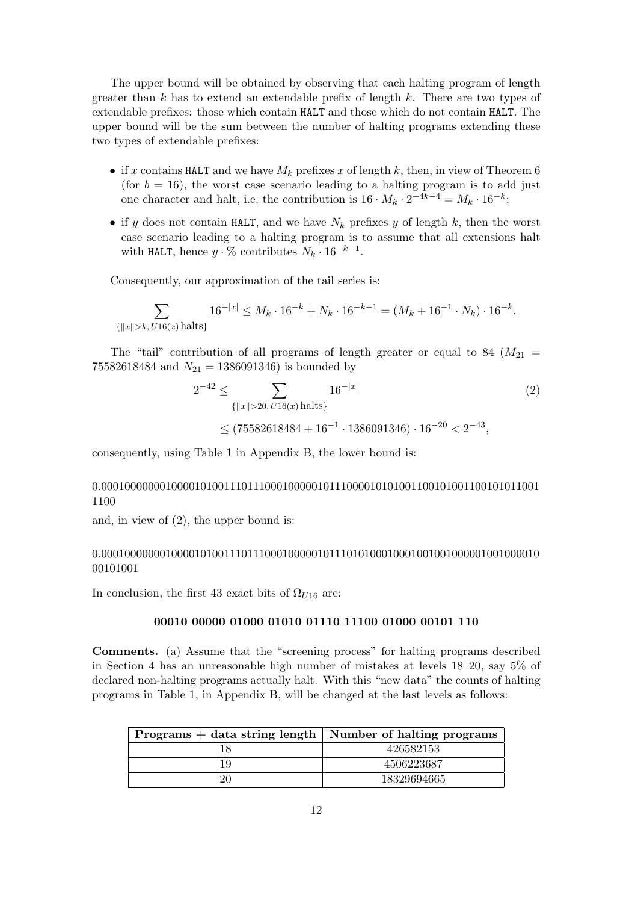The upper bound will be obtained by observing that each halting program of length greater than $k$ has to extend an extendable prefix of length $k$. There are two types of extendable prefixes: those which contain HALT and those which do not contain HALT. The upper bound will be the sum between the number of halting programs extending these two types of extendable prefixes:

- if $x$ contains HALT and we have $M_k$ prefixes $x$ of length $k$, then, in view of Theorem 6 (for $b = 16$), the worst case scenario leading to a halting program is to add just one character and halt, i.e. the contribution is $16 \cdot M_k \cdot 2^{-4k-4} = M_k \cdot 16^{-k}$;
- if $y$ does not contain HALT, and we have $N_k$ prefixes $y$ of length $k$, then the worst case scenario leading to a halting program is to assume that all extensions halt with HALT, hence $y \cdot \%$ contributes $N_k \cdot 16^{-k-1}$.

Consequently, our approximation of the tail series is:

$$\sum_{\{\|x\|>k,\, U16(x)\,\text{halts}\}} 16^{-|x|} \leq M_k \cdot 16^{-k} + N_k \cdot 16^{-k-1} = (M_k + 16^{-1} \cdot N_k) \cdot 16^{-k}.$$

The "tail" contribution of all programs of length greater or equal to 84 ($M_{21} = 75582618484$ and $N_{21} = 1386091346$) is bounded by

$$2^{-42} \leq \sum_{\{\|x\|>20,\, U16(x)\,\text{halts}\}} 16^{-|x|} \tag{2}$$

$$\leq (75582618484 + 16^{-1} \cdot 1386091346) \cdot 16^{-20} < 2^{-43},$$

consequently, using Table 1 in Appendix B, the lower bound is:

0.00010000000100001010011101110001000001011100001010100110010100110010101100​1
1100

and, in view of (2), the upper bound is:

0.00010000000100001010011101110001000001011101010001000100100100000100100001​0
00101001

In conclusion, the first 43 exact bits of $\Omega_{U16}$ are:

**00010 00000 01000 01010 01110 11100 01000 00101 110**

**Comments.** (a) Assume that the "screening process" for halting programs described in Section 4 has an unreasonable high number of mistakes at levels 18–20, say 5% of declared non-halting programs actually halt. With this "new data" the counts of halting programs in Table 1, in Appendix B, will be changed at the last levels as follows:

| Programs + data string length | Number of halting programs |
|---|---|
| 18 | 426582153 |
| 19 | 4506223687 |
| 20 | 18329694665 |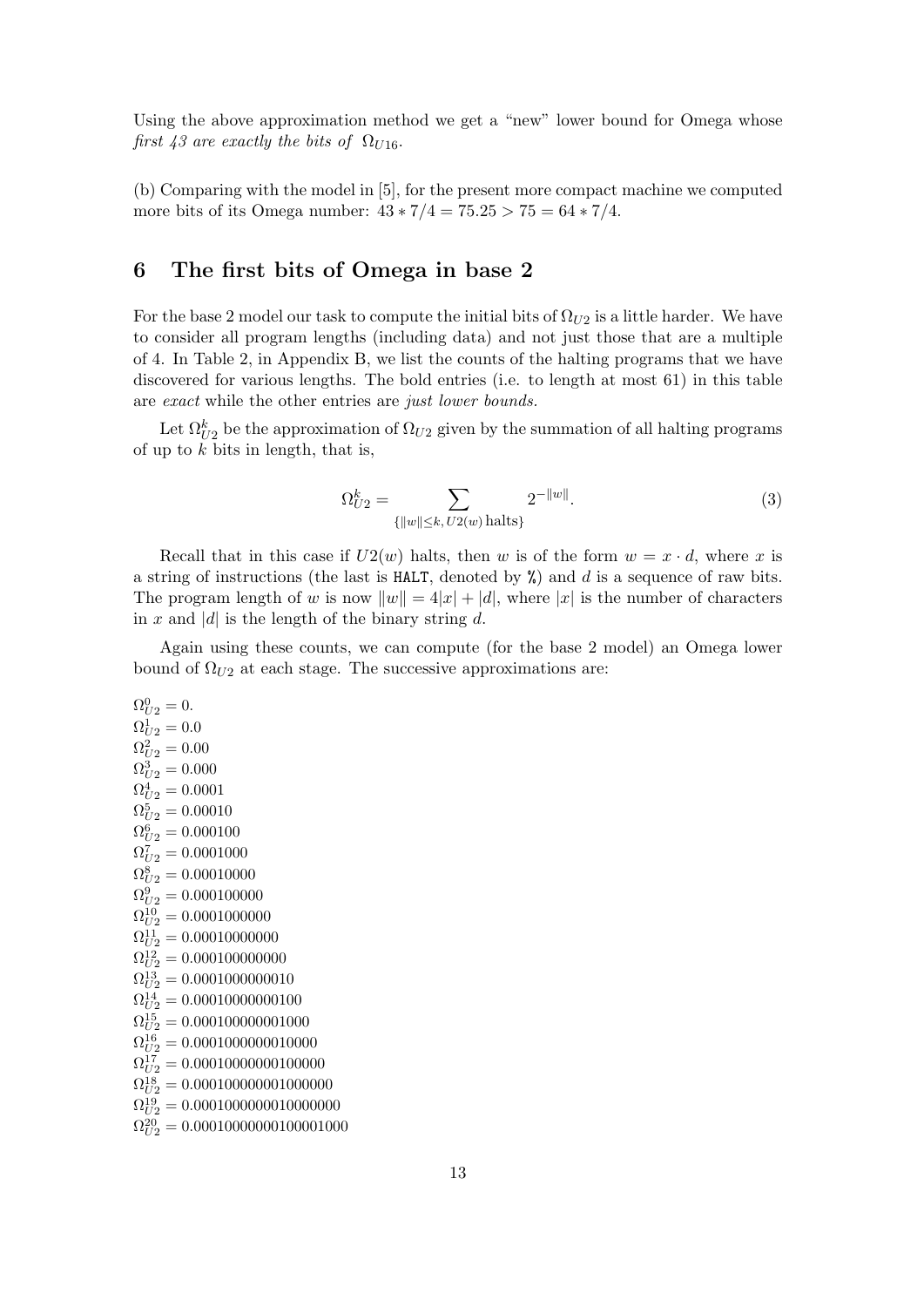Using the above approximation method we get a "new" lower bound for Omega whose *first 43 are exactly the bits of* $\Omega_{U16}$.

(b) Comparing with the model in [5], for the present more compact machine we computed more bits of its Omega number: $43 * 7/4 = 75.25 > 75 = 64 * 7/4$.

## 6 The first bits of Omega in base 2

For the base 2 model our task to compute the initial bits of $\Omega_{U2}$ is a little harder. We have to consider all program lengths (including data) and not just those that are a multiple of 4. In Table 2, in Appendix B, we list the counts of the halting programs that we have discovered for various lengths. The bold entries (i.e. to length at most 61) in this table are *exact* while the other entries are *just lower bounds.*

Let $\Omega^k_{U2}$ be the approximation of $\Omega_{U2}$ given by the summation of all halting programs of up to $k$ bits in length, that is,

$$\Omega^k_{U2} = \sum_{\{\|w\| \leq k,\, U2(w)\,\text{halts}\}} 2^{-\|w\|}. \tag{3}$$

Recall that in this case if $U2(w)$ halts, then $w$ is of the form $w = x \cdot d$, where $x$ is a string of instructions (the last is `HALT`, denoted by `%`) and $d$ is a sequence of raw bits. The program length of $w$ is now $\|w\| = 4|x| + |d|$, where $|x|$ is the number of characters in $x$ and $|d|$ is the length of the binary string $d$.

Again using these counts, we can compute (for the base 2 model) an Omega lower bound of $\Omega_{U2}$ at each stage. The successive approximations are:

$\Omega^0_{U2} = 0.$
$\Omega^1_{U2} = 0.0$
$\Omega^2_{U2} = 0.00$
$\Omega^3_{U2} = 0.000$
$\Omega^4_{U2} = 0.0001$
$\Omega^5_{U2} = 0.00010$
$\Omega^6_{U2} = 0.000100$
$\Omega^7_{U2} = 0.0001000$
$\Omega^8_{U2} = 0.00010000$
$\Omega^9_{U2} = 0.000100000$
$\Omega^{10}_{U2} = 0.0001000000$
$\Omega^{11}_{U2} = 0.00010000000$
$\Omega^{12}_{U2} = 0.000100000000$
$\Omega^{13}_{U2} = 0.0001000000010$
$\Omega^{14}_{U2} = 0.00010000000100$
$\Omega^{15}_{U2} = 0.000100000001000$
$\Omega^{16}_{U2} = 0.0001000000010000$
$\Omega^{17}_{U2} = 0.00010000000100000$
$\Omega^{18}_{U2} = 0.000100000001000000$
$\Omega^{19}_{U2} = 0.0001000000010000000$
$\Omega^{20}_{U2} = 0.00010000000100001000$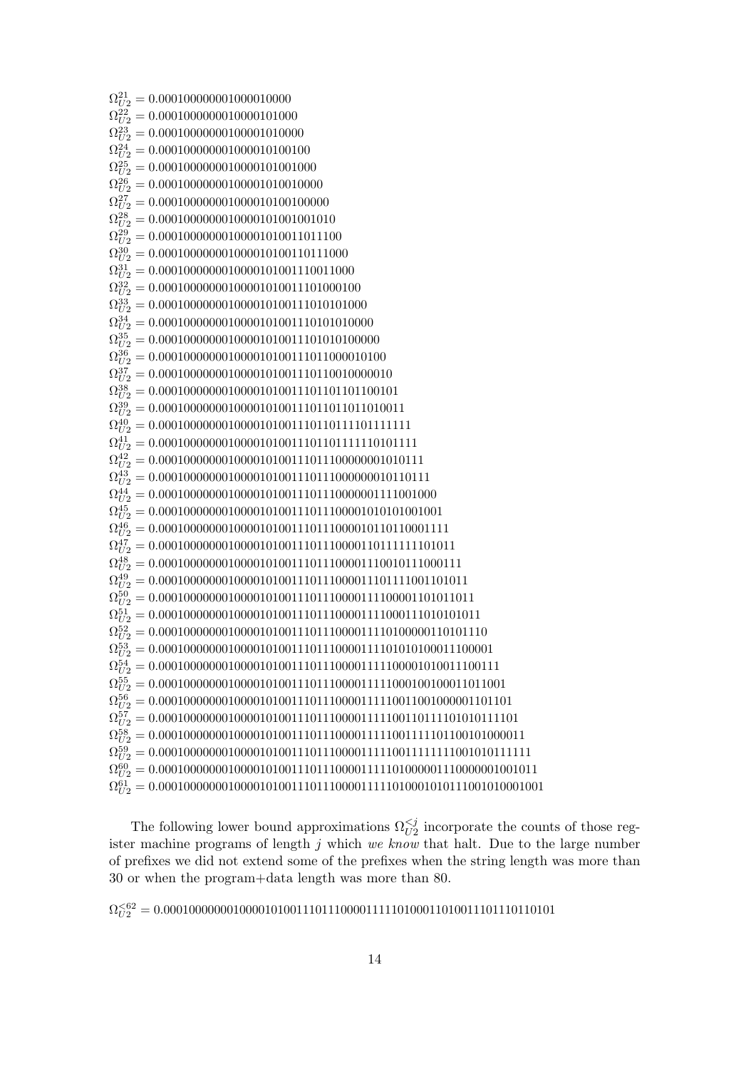$\Omega_{U2}^{21} = 0.000100000000100001000 0$

$\Omega_{U2}^{22} = 0.0001000000001000010100 0$

$\Omega_{U2}^{23} = 0.00010000000010000101000 0$

$\Omega_{U2}^{24} = 0.000100000000100001010010 0$

$\Omega_{U2}^{25} = 0.0001000000001000010100100 0$

$\Omega_{U2}^{26} = 0.00010000000010000101001000 0$

$\Omega_{U2}^{27} = 0.000100000000100001010010000 0$

$\Omega_{U2}^{28} = 0.0001000000001000010100100101 0$

$\Omega_{U2}^{29} = 0.00010000000010000101001101110 0$

$\Omega_{U2}^{30} = 0.000100000000100001010011011100 0$

$\Omega_{U2}^{31} = 0.0001000000001000010100111001100 0$

$\Omega_{U2}^{32} = 0.00010000000010000101001110100010 0$

$\Omega_{U2}^{33} = 0.000100000000100001010011101010100 0$

$\Omega_{U2}^{34} = 0.0001000000001000010100111010101000 0$

$\Omega_{U2}^{35} = 0.00010000000010000101001110101010000 0$

$\Omega_{U2}^{36} = 0.000100000000100001010011101100001010 0$

$\Omega_{U2}^{37} = 0.0001000000001000010100111011001000001 0$

$\Omega_{U2}^{38} = 0.00010000000010000101001110110110110010 1$

$\Omega_{U2}^{39} = 0.000100000000100001010011101101101101001 1$

$\Omega_{U2}^{40} = 0.0001000000001000010100111011011110111111 1$

$\Omega_{U2}^{41} = 0.00010000000010000101001110110111111010111 1$

$\Omega_{U2}^{42} = 0.000100000000100001010011101110000000101011 1$

$\Omega_{U2}^{43} = 0.0001000000001000010100111011100000001011011 1$

$\Omega_{U2}^{44} = 0.00010000000010000101001110111000000111100100 0$

$\Omega_{U2}^{45} = 0.000100000000100001010011101110000101010100100 1$

$\Omega_{U2}^{46} = 0.0001000000001000010100111011100001011011000111 1$

$\Omega_{U2}^{47} = 0.00010000000010000101001110111000011011111110101 1$

$\Omega_{U2}^{48} = 0.000100000000100001010011101110000111001011100011 1$

$\Omega_{U2}^{49} = 0.0001000000001000010100111011100001110111100110101 1$

$\Omega_{U2}^{50} = 0.00010000000010000101001110111000011110000110101101 1$

$\Omega_{U2}^{51} = 0.000100000000100001010011101110000111100011101010101 1$

$\Omega_{U2}^{52} = 0.0001000000001000010100111011100001111010000011010111 0$

$\Omega_{U2}^{53} = 0.00010000000010000101001110111000011110101010001110000 1$

$\Omega_{U2}^{54} = 0.000100000000100001010011101110000111110000101001110011 1$

$\Omega_{U2}^{55} = 0.0001000000001000010100111011100001111100010010001101100 1$

$\Omega_{U2}^{56} = 0.00010000000010000101001110111000011111001100100000110110 1$

$\Omega_{U2}^{57} = 0.000100000000100001010011101110000111110011011110101011110 1$

$\Omega_{U2}^{58} = 0.0001000000001000010100111011100001111100111110110010100001 1$

$\Omega_{U2}^{59} = 0.00010000000010000101001110111000011111001111111100101011111 1$

$\Omega_{U2}^{60} = 0.000100000000100001010011101110000111110100000111000000100101 1$

$\Omega_{U2}^{61} = 0.0001000000001000010100111011100001111101000101011100101000100 1$

The following lower bound approximations $\Omega_{U2}^{<j}$ incorporate the counts of those register machine programs of length $j$ which *we know* that halt. Due to the large number of prefixes we did not extend some of the prefixes when the string length was more than 30 or when the program+data length was more than 80.

$\Omega_{U2}^{<62} = 0.00010000000010000101001110111000011111010001101001110111011010 1$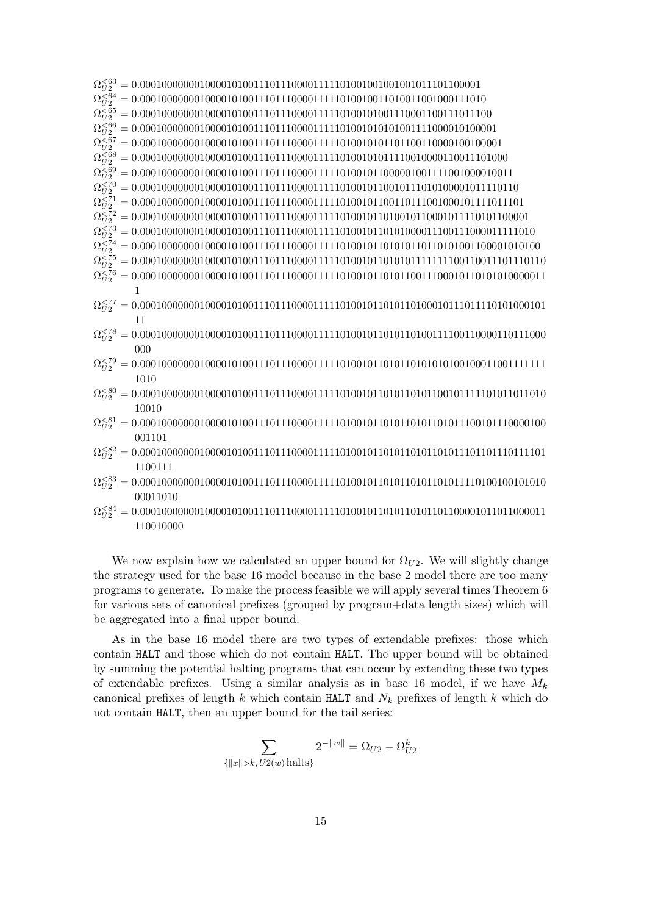$\Omega_{U2}^{<63} = 0.0001000000001000010100111011100001111101001001001001011101100001$
$\Omega_{U2}^{<64} = 0.0001000000001000010100111011100001111101001001101001100100011101 0$
$\Omega_{U2}^{<65} = 0.000100000000100001010011101110000111110100101001110001100111011100$
$\Omega_{U2}^{<66} = 0.000100000000100001010011101110000111110100101010100111100001010000 1$
$\Omega_{U2}^{<67} = 0.000100000000100001010011101110000111110100101011011001100001001000 01$
$\Omega_{U2}^{<68} = 0.000100000000100001010011101110000111110100101011110010000110011101000$
$\Omega_{U2}^{<69} = 0.0001000000001000010100111011100001111101001011000001001111001000010011$
$\Omega_{U2}^{<70} = 0.00010000000010000101001110111000011111010010110010111010100001011110110$
$\Omega_{U2}^{<71} = 0.000100000000100001010011101110000111110100101100110111001000101111011101$
$\Omega_{U2}^{<72} = 0.0001000000001000010100111011100001111101001011010010110001011110101100001$
$\Omega_{U2}^{<73} = 0.00010000000010000101001110111000011111010010110101000011100111000011111010$
$\Omega_{U2}^{<74} = 0.000100000000100001010011101110000111110100101101010110110101001100001010100$
$\Omega_{U2}^{<75} = 0.0001000000001000010100111011100001111101001011010101111111110011001101110110$
$\Omega_{U2}^{<76} = 0.00010000000010000101001110111000011111010010110101100111000101101010100000111$
$\Omega_{U2}^{<77} = 0.000100000000100001010011101110000111110100101101011010001011101111010100010111$
$\Omega_{U2}^{<78} = 0.0001000000001000010100111011100001111101001011010110100111100110000110111000000$
$\Omega_{U2}^{<79} = 0.00010000000010000101001110111000011111010010110101101010101001000110011111111010$
$\Omega_{U2}^{<80} = 0.000100000000100001010011101110000111110100101101011010110010111110101101101010010$
$\Omega_{U2}^{<81} = 0.0001000000001000010100111011100001111101001011010110101101011100101110000100001101$
$\Omega_{U2}^{<82} = 0.00010000000010000101001110111000011111010010110101101011010111011011101111011100111$
$\Omega_{U2}^{<83} = 0.000100000000100001010011101110000111110100101101011010110101111010010010101000011010$
$\Omega_{U2}^{<84} = 0.0001000000001000010100111011100001111101001011010110101101100001011011000011110010000$

We now explain how we calculated an upper bound for $\Omega_{U2}$. We will slightly change the strategy used for the base 16 model because in the base 2 model there are too many programs to generate. To make the process feasible we will apply several times Theorem 6 for various sets of canonical prefixes (grouped by program+data length sizes) which will be aggregated into a final upper bound.

As in the base 16 model there are two types of extendable prefixes: those which contain `HALT` and those which do not contain `HALT`. The upper bound will be obtained by summing the potential halting programs that can occur by extending these two types of extendable prefixes. Using a similar analysis as in base 16 model, if we have $M_k$ canonical prefixes of length $k$ which contain `HALT` and $N_k$ prefixes of length $k$ which do not contain `HALT`, then an upper bound for the tail series:

$$\sum_{\{\|x\|>k,\, U2(w)\,\text{halts}\}} 2^{-\|w\|} = \Omega_{U2} - \Omega_{U2}^{k}$$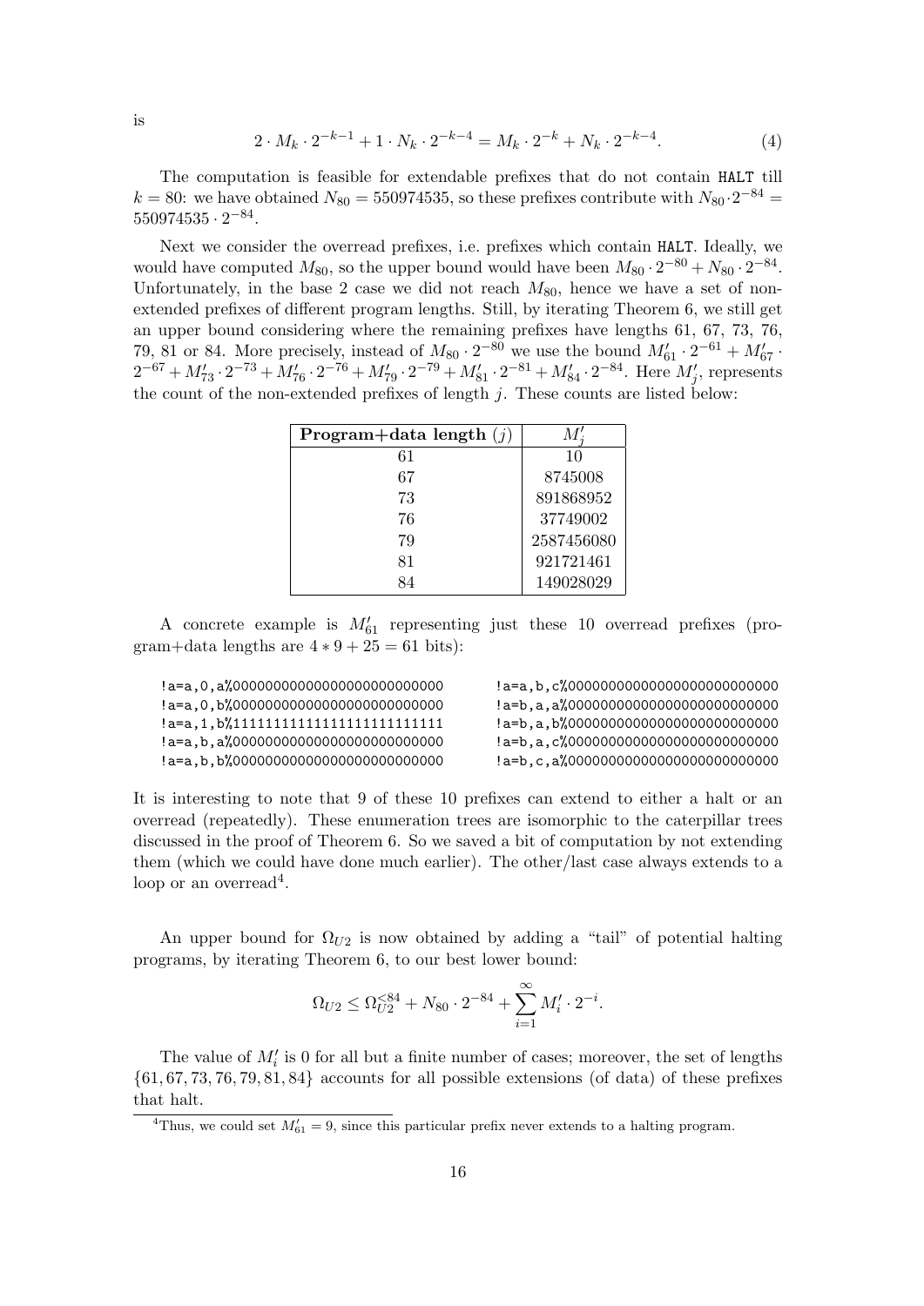is

$$2 \cdot M_k \cdot 2^{-k-1} + 1 \cdot N_k \cdot 2^{-k-4} = M_k \cdot 2^{-k} + N_k \cdot 2^{-k-4}. \tag{4}$$

The computation is feasible for extendable prefixes that do not contain HALT till $k = 80$: we have obtained $N_{80} = 550974535$, so these prefixes contribute with $N_{80} \cdot 2^{-84} = 550974535 \cdot 2^{-84}$.

Next we consider the overread prefixes, i.e. prefixes which contain HALT. Ideally, we would have computed $M_{80}$, so the upper bound would have been $M_{80} \cdot 2^{-80} + N_{80} \cdot 2^{-84}$. Unfortunately, in the base 2 case we did not reach $M_{80}$, hence we have a set of non-extended prefixes of different program lengths. Still, by iterating Theorem 6, we still get an upper bound considering where the remaining prefixes have lengths 61, 67, 73, 76, 79, 81 or 84. More precisely, instead of $M_{80} \cdot 2^{-80}$ we use the bound $M'_{61} \cdot 2^{-61} + M'_{67} \cdot 2^{-67} + M'_{73} \cdot 2^{-73} + M'_{76} \cdot 2^{-76} + M'_{79} \cdot 2^{-79} + M'_{81} \cdot 2^{-81} + M'_{84} \cdot 2^{-84}$. Here $M'_j$, represents the count of the non-extended prefixes of length $j$. These counts are listed below:

| **Program+data length** ($j$) | $M'_j$ |
|---|---|
| 61 | 10 |
| 67 | 8745008 |
| 73 | 891868952 |
| 76 | 37749002 |
| 79 | 2587456080 |
| 81 | 921721461 |
| 84 | 149028029 |

A concrete example is $M'_{61}$ representing just these 10 overread prefixes (program+data lengths are $4 * 9 + 25 = 61$ bits):

```
!a=a,0,a%0000000000000000000000000
!a=a,0,b%0000000000000000000000000
!a=a,1,b%1111111111111111111111111
!a=a,b,a%0000000000000000000000000
!a=a,b,b%0000000000000000000000000
!a=a,b,c%0000000000000000000000000
!a=b,a,a%0000000000000000000000000
!a=b,a,b%0000000000000000000000000
!a=b,a,c%0000000000000000000000000
!a=b,c,a%0000000000000000000000000
```

It is interesting to note that 9 of these 10 prefixes can extend to either a halt or an overread (repeatedly). These enumeration trees are isomorphic to the caterpillar trees discussed in the proof of Theorem 6. So we saved a bit of computation by not extending them (which we could have done much earlier). The other/last case always extends to a loop or an overread[4].

An upper bound for $\Omega_{U2}$ is now obtained by adding a "tail" of potential halting programs, by iterating Theorem 6, to our best lower bound:

$$\Omega_{U2} \le \Omega_{U2}^{<84} + N_{80} \cdot 2^{-84} + \sum_{i=1}^{\infty} M'_i \cdot 2^{-i}.$$

The value of $M'_i$ is 0 for all but a finite number of cases; moreover, the set of lengths $\{61, 67, 73, 76, 79, 81, 84\}$ accounts for all possible extensions (of data) of these prefixes that halt.

[4]Thus, we could set $M'_{61} = 9$, since this particular prefix never extends to a halting program.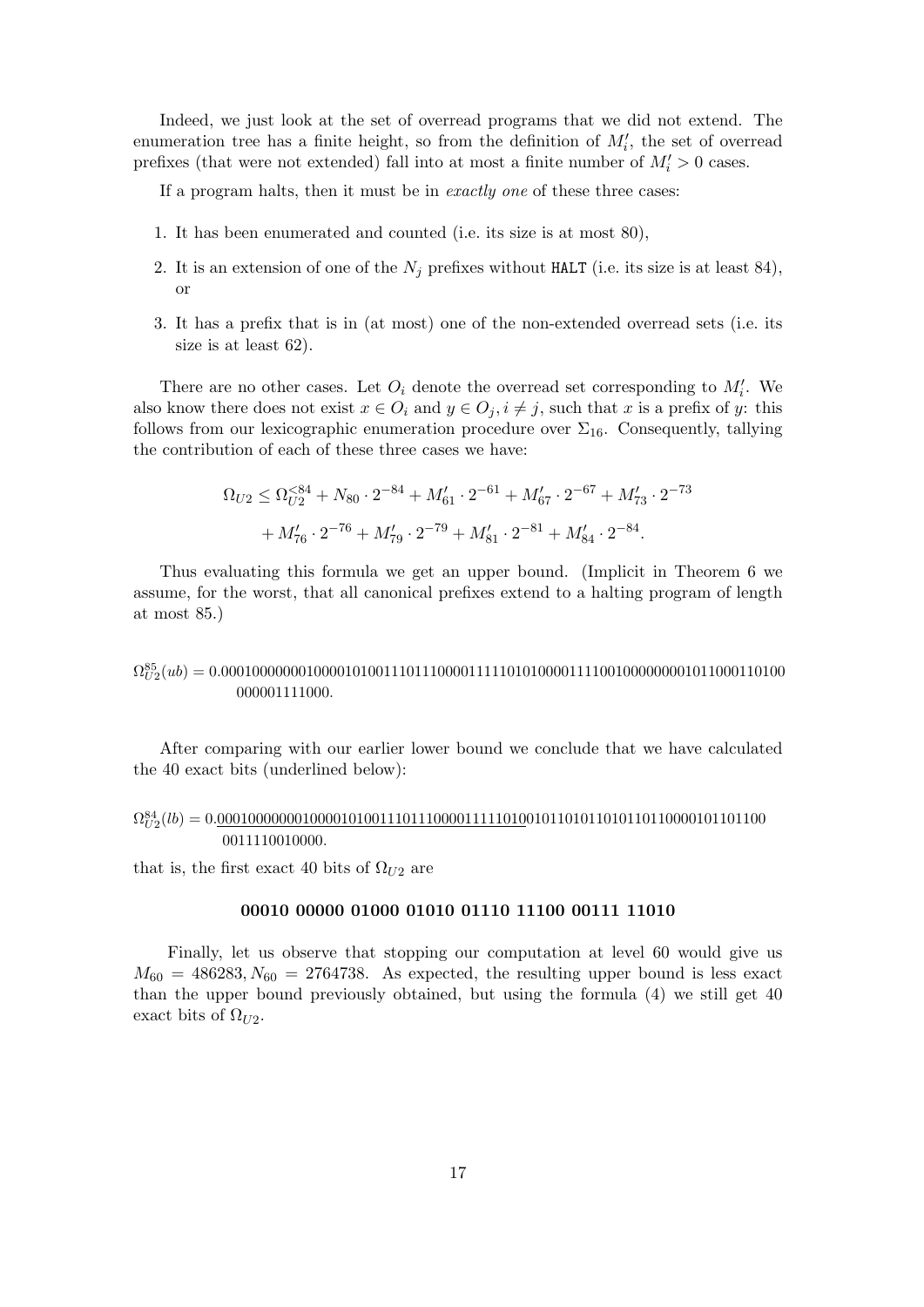Indeed, we just look at the set of overread programs that we did not extend. The enumeration tree has a finite height, so from the definition of $M'_i$, the set of overread prefixes (that were not extended) fall into at most a finite number of $M'_i > 0$ cases.

If a program halts, then it must be in *exactly one* of these three cases:

1. It has been enumerated and counted (i.e. its size is at most 80),
2. It is an extension of one of the $N_j$ prefixes without HALT (i.e. its size is at least 84), or
3. It has a prefix that is in (at most) one of the non-extended overread sets (i.e. its size is at least 62).

There are no other cases. Let $O_i$ denote the overread set corresponding to $M'_i$. We also know there does not exist $x \in O_i$ and $y \in O_j, i \neq j$, such that $x$ is a prefix of $y$: this follows from our lexicographic enumeration procedure over $\Sigma_{16}$. Consequently, tallying the contribution of each of these three cases we have:

$$\Omega_{U2} \leq \Omega_{U2}^{<84} + N_{80} \cdot 2^{-84} + M'_{61} \cdot 2^{-61} + M'_{67} \cdot 2^{-67} + M'_{73} \cdot 2^{-73}$$
$$+ M'_{76} \cdot 2^{-76} + M'_{79} \cdot 2^{-79} + M'_{81} \cdot 2^{-81} + M'_{84} \cdot 2^{-84}.$$

Thus evaluating this formula we get an upper bound. (Implicit in Theorem 6 we assume, for the worst, that all canonical prefixes extend to a halting program of length at most 85.)

$\Omega_{U2}^{85}(ub) = 0.0001000000001000010100111011100001111101010000111100100000000101100011010000000 1111000.$

After comparing with our earlier lower bound we conclude that we have calculated the 40 exact bits (underlined below):

$\Omega_{U2}^{84}(lb) = 0.\underline{0001000000001000010100111011100001111101}0010110101101011011000010110110000 11110010000.$

that is, the first exact 40 bits of $\Omega_{U2}$ are

**00010 00000 01000 01010 01110 11100 00111 11010**

Finally, let us observe that stopping our computation at level 60 would give us $M_{60} = 486283, N_{60} = 2764738$. As expected, the resulting upper bound is less exact than the upper bound previously obtained, but using the formula (4) we still get 40 exact bits of $\Omega_{U2}$.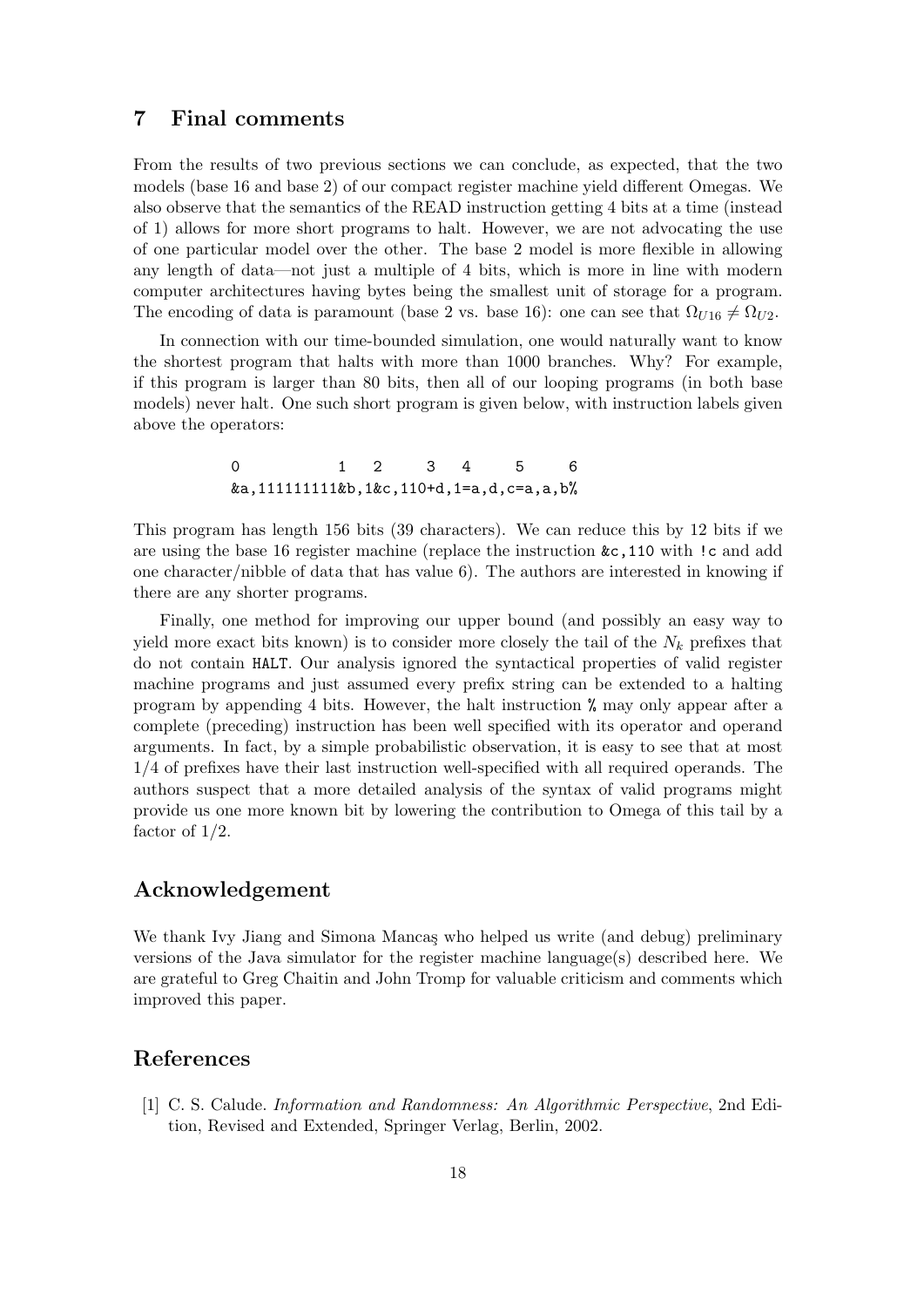## 7 Final comments

From the results of two previous sections we can conclude, as expected, that the two models (base 16 and base 2) of our compact register machine yield different Omegas. We also observe that the semantics of the READ instruction getting 4 bits at a time (instead of 1) allows for more short programs to halt. However, we are not advocating the use of one particular model over the other. The base 2 model is more flexible in allowing any length of data—not just a multiple of 4 bits, which is more in line with modern computer architectures having bytes being the smallest unit of storage for a program. The encoding of data is paramount (base 2 vs. base 16): one can see that $\Omega_{U16} \neq \Omega_{U2}$.

In connection with our time-bounded simulation, one would naturally want to know the shortest program that halts with more than 1000 branches. Why? For example, if this program is larger than 80 bits, then all of our looping programs (in both base models) never halt. One such short program is given below, with instruction labels given above the operators:

```
0           1  2     3  4     5     6
&a,111111111&b,1&c,110+d,1=a,d,c=a,a,b%
```

This program has length 156 bits (39 characters). We can reduce this by 12 bits if we are using the base 16 register machine (replace the instruction `&c,110` with `!c` and add one character/nibble of data that has value 6). The authors are interested in knowing if there are any shorter programs.

Finally, one method for improving our upper bound (and possibly an easy way to yield more exact bits known) is to consider more closely the tail of the $N_k$ prefixes that do not contain `HALT`. Our analysis ignored the syntactical properties of valid register machine programs and just assumed every prefix string can be extended to a halting program by appending 4 bits. However, the halt instruction `%` may only appear after a complete (preceding) instruction has been well specified with its operator and operand arguments. In fact, by a simple probabilistic observation, it is easy to see that at most 1/4 of prefixes have their last instruction well-specified with all required operands. The authors suspect that a more detailed analysis of the syntax of valid programs might provide us one more known bit by lowering the contribution to Omega of this tail by a factor of 1/2.

## Acknowledgement

We thank Ivy Jiang and Simona Mancaş who helped us write (and debug) preliminary versions of the Java simulator for the register machine language(s) described here. We are grateful to Greg Chaitin and John Tromp for valuable criticism and comments which improved this paper.

## References

[1] C. S. Calude. *Information and Randomness: An Algorithmic Perspective*, 2nd Edition, Revised and Extended, Springer Verlag, Berlin, 2002.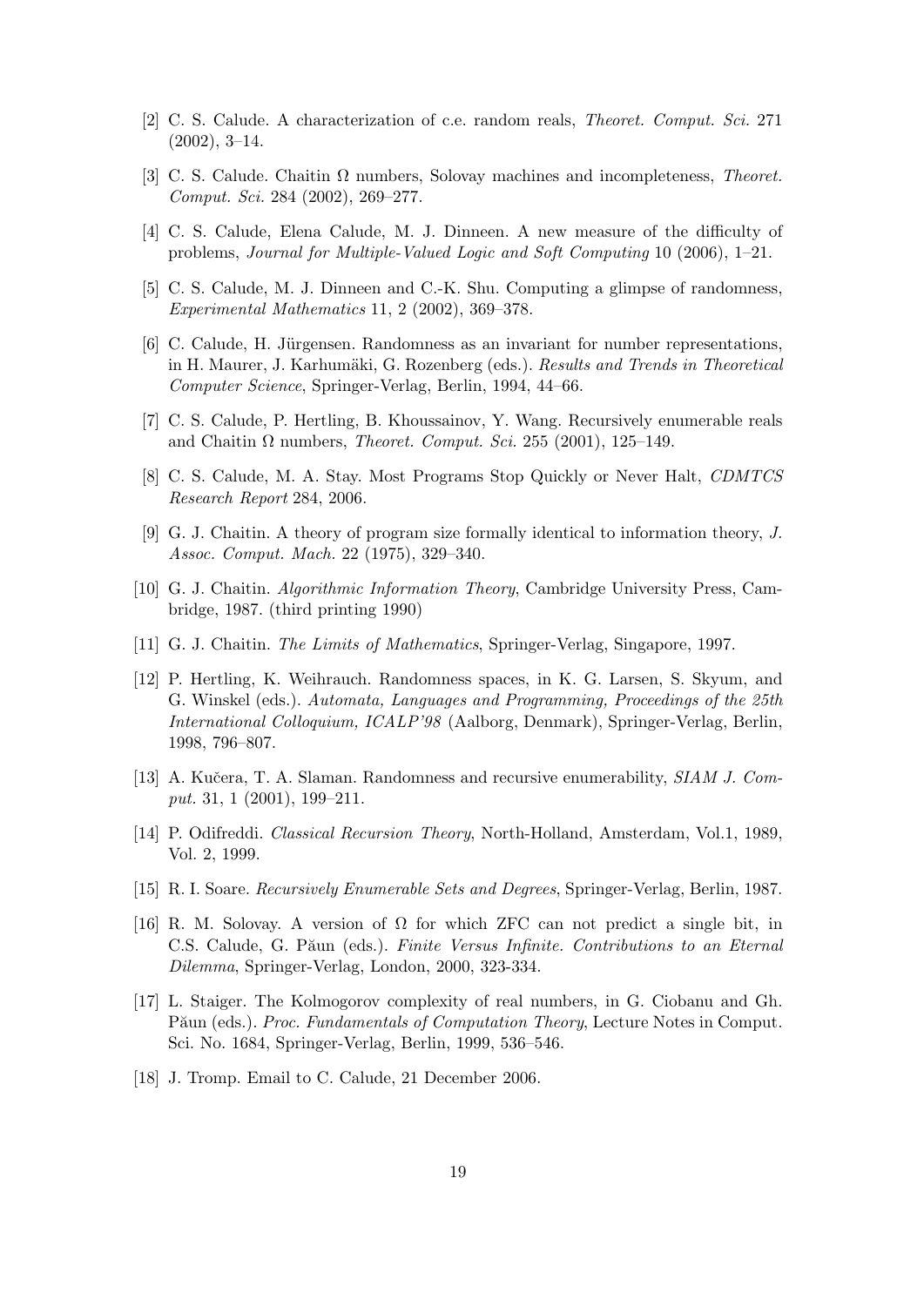[2] C. S. Calude. A characterization of c.e. random reals, *Theoret. Comput. Sci.* 271 (2002), 3–14.

[3] C. S. Calude. Chaitin $\Omega$ numbers, Solovay machines and incompleteness, *Theoret. Comput. Sci.* 284 (2002), 269–277.

[4] C. S. Calude, Elena Calude, M. J. Dinneen. A new measure of the difficulty of problems, *Journal for Multiple-Valued Logic and Soft Computing* 10 (2006), 1–21.

[5] C. S. Calude, M. J. Dinneen and C.-K. Shu. Computing a glimpse of randomness, *Experimental Mathematics* 11, 2 (2002), 369–378.

[6] C. Calude, H. Jürgensen. Randomness as an invariant for number representations, in H. Maurer, J. Karhumäki, G. Rozenberg (eds.). *Results and Trends in Theoretical Computer Science*, Springer-Verlag, Berlin, 1994, 44–66.

[7] C. S. Calude, P. Hertling, B. Khoussainov, Y. Wang. Recursively enumerable reals and Chaitin $\Omega$ numbers, *Theoret. Comput. Sci.* 255 (2001), 125–149.

[8] C. S. Calude, M. A. Stay. Most Programs Stop Quickly or Never Halt, *CDMTCS Research Report* 284, 2006.

[9] G. J. Chaitin. A theory of program size formally identical to information theory, *J. Assoc. Comput. Mach.* 22 (1975), 329–340.

[10] G. J. Chaitin. *Algorithmic Information Theory*, Cambridge University Press, Cambridge, 1987. (third printing 1990)

[11] G. J. Chaitin. *The Limits of Mathematics*, Springer-Verlag, Singapore, 1997.

[12] P. Hertling, K. Weihrauch. Randomness spaces, in K. G. Larsen, S. Skyum, and G. Winskel (eds.). *Automata, Languages and Programming, Proceedings of the 25th International Colloquium, ICALP'98* (Aalborg, Denmark), Springer-Verlag, Berlin, 1998, 796–807.

[13] A. Kučera, T. A. Slaman. Randomness and recursive enumerability, *SIAM J. Comput.* 31, 1 (2001), 199–211.

[14] P. Odifreddi. *Classical Recursion Theory*, North-Holland, Amsterdam, Vol.1, 1989, Vol. 2, 1999.

[15] R. I. Soare. *Recursively Enumerable Sets and Degrees*, Springer-Verlag, Berlin, 1987.

[16] R. M. Solovay. A version of $\Omega$ for which ZFC can not predict a single bit, in C.S. Calude, G. Păun (eds.). *Finite Versus Infinite. Contributions to an Eternal Dilemma*, Springer-Verlag, London, 2000, 323-334.

[17] L. Staiger. The Kolmogorov complexity of real numbers, in G. Ciobanu and Gh. Păun (eds.). *Proc. Fundamentals of Computation Theory*, Lecture Notes in Comput. Sci. No. 1684, Springer-Verlag, Berlin, 1999, 536–546.

[18] J. Tromp. Email to C. Calude, 21 December 2006.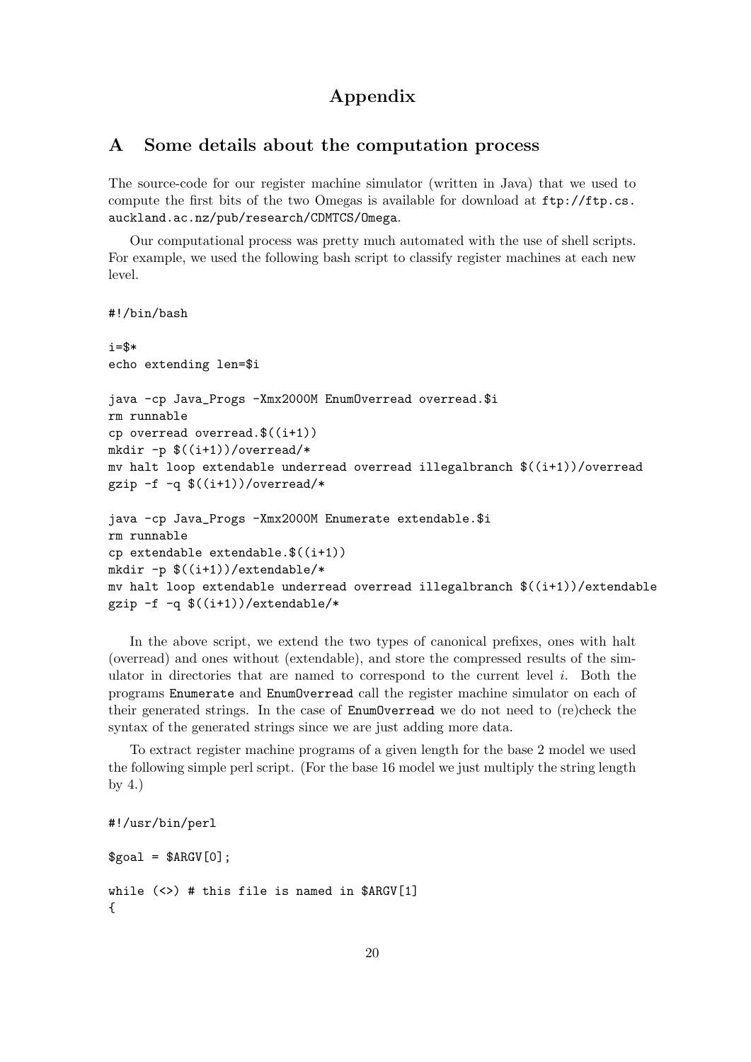# Appendix

## A Some details about the computation process

The source-code for our register machine simulator (written in Java) that we used to compute the first bits of the two Omegas is available for download at ftp://ftp.cs.auckland.ac.nz/pub/research/CDMTCS/Omega.

Our computational process was pretty much automated with the use of shell scripts. For example, we used the following bash script to classify register machines at each new level.

```
#!/bin/bash

i=$*
echo extending len=$i

java -cp Java_Progs -Xmx2000M EnumOverread overread.$i
rm runnable
cp overread overread.$((i+1))
mkdir -p $((i+1))/overread/*
mv halt loop extendable underread overread illegalbranch $((i+1))/overread
gzip -f -q $((i+1))/overread/*

java -cp Java_Progs -Xmx2000M Enumerate extendable.$i
rm runnable
cp extendable extendable.$((i+1))
mkdir -p $((i+1))/extendable/*
mv halt loop extendable underread overread illegalbranch $((i+1))/extendable
gzip -f -q $((i+1))/extendable/*
```

In the above script, we extend the two types of canonical prefixes, ones with halt (overread) and ones without (extendable), and store the compressed results of the simulator in directories that are named to correspond to the current level $i$. Both the programs Enumerate and EnumOverread call the register machine simulator on each of their generated strings. In the case of EnumOverread we do not need to (re)check the syntax of the generated strings since we are just adding more data.

To extract register machine programs of a given length for the base 2 model we used the following simple perl script. (For the base 16 model we just multiply the string length by 4.)

```
#!/usr/bin/perl

$goal = $ARGV[0];

while (<>) # this file is named in $ARGV[1]
{
```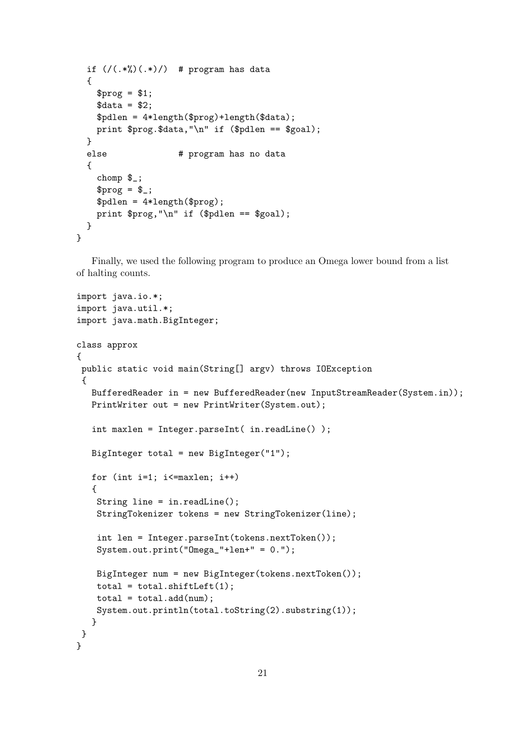```
  if (/(.*%)(.*)/)  # program has data
  {
    $prog = $1;
    $data = $2;
    $pdlen = 4*length($prog)+length($data);
    print $prog.$data,"\n" if ($pdlen == $goal);
  }
  else              # program has no data
  {
    chomp $_;
    $prog = $_;
    $pdlen = 4*length($prog);
    print $prog,"\n" if ($pdlen == $goal);
  }
}
```

Finally, we used the following program to produce an Omega lower bound from a list of halting counts.

```
import java.io.*;
import java.util.*;
import java.math.BigInteger;

class approx
{
 public static void main(String[] argv) throws IOException
 {
   BufferedReader in = new BufferedReader(new InputStreamReader(System.in));
   PrintWriter out = new PrintWriter(System.out);

   int maxlen = Integer.parseInt( in.readLine() );

   BigInteger total = new BigInteger("1");

   for (int i=1; i<=maxlen; i++)
   {
    String line = in.readLine();
    StringTokenizer tokens = new StringTokenizer(line);

    int len = Integer.parseInt(tokens.nextToken());
    System.out.print("Omega_"+len+" = 0.");

    BigInteger num = new BigInteger(tokens.nextToken());
    total = total.shiftLeft(1);
    total = total.add(num);
    System.out.println(total.toString(2).substring(1));
   }
 }
}
```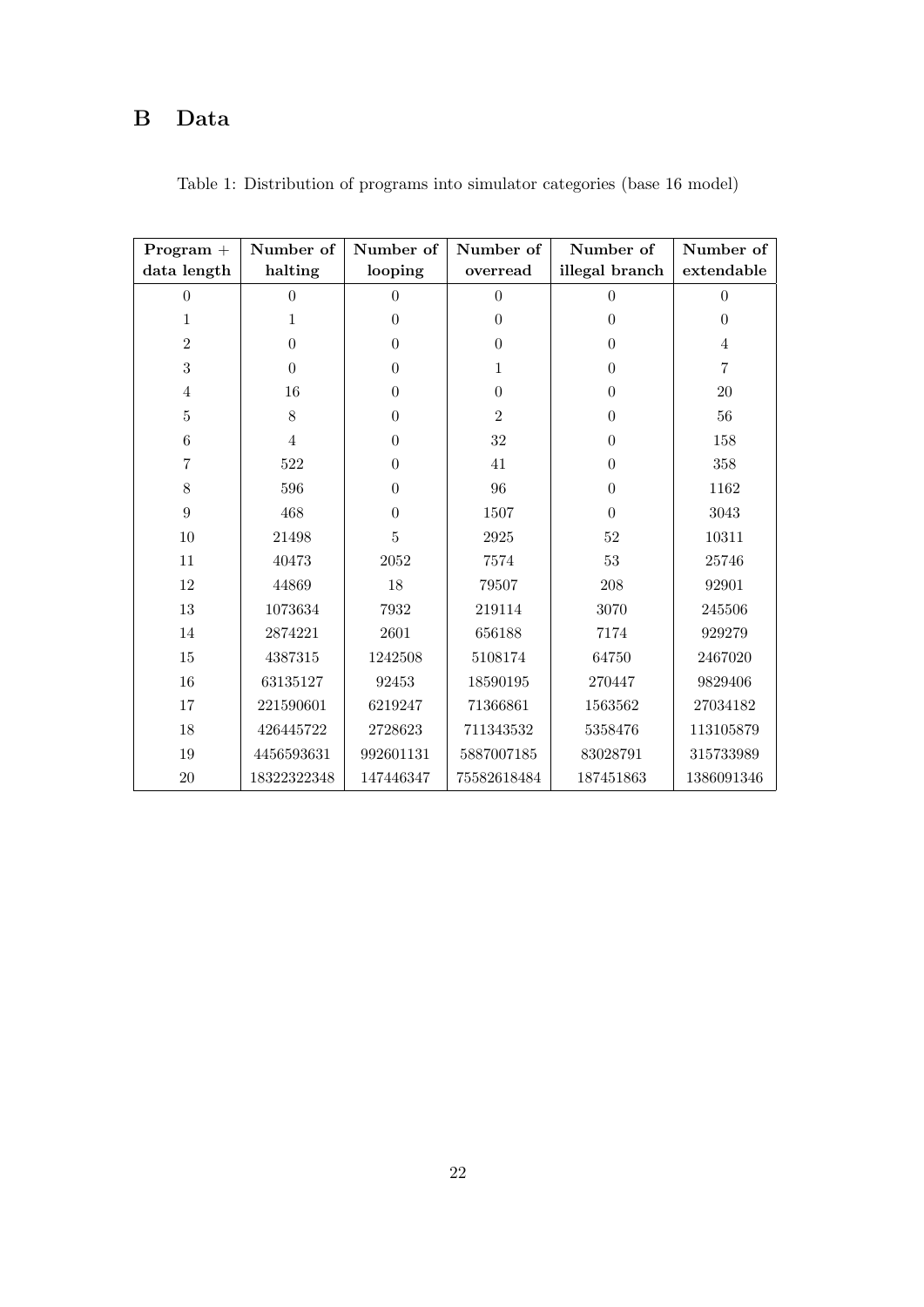## B Data

Table 1: Distribution of programs into simulator categories (base 16 model)

| Program + data length | Number of halting | Number of looping | Number of overread | Number of illegal branch | Number of extendable |
|---|---|---|---|---|---|
| 0 | 0 | 0 | 0 | 0 | 0 |
| 1 | 1 | 0 | 0 | 0 | 0 |
| 2 | 0 | 0 | 0 | 0 | 4 |
| 3 | 0 | 0 | 1 | 0 | 7 |
| 4 | 16 | 0 | 0 | 0 | 20 |
| 5 | 8 | 0 | 2 | 0 | 56 |
| 6 | 4 | 0 | 32 | 0 | 158 |
| 7 | 522 | 0 | 41 | 0 | 358 |
| 8 | 596 | 0 | 96 | 0 | 1162 |
| 9 | 468 | 0 | 1507 | 0 | 3043 |
| 10 | 21498 | 5 | 2925 | 52 | 10311 |
| 11 | 40473 | 2052 | 7574 | 53 | 25746 |
| 12 | 44869 | 18 | 79507 | 208 | 92901 |
| 13 | 1073634 | 7932 | 219114 | 3070 | 245506 |
| 14 | 2874221 | 2601 | 656188 | 7174 | 929279 |
| 15 | 4387315 | 1242508 | 5108174 | 64750 | 2467020 |
| 16 | 63135127 | 92453 | 18590195 | 270447 | 9829406 |
| 17 | 221590601 | 6219247 | 71366861 | 1563562 | 27034182 |
| 18 | 426445722 | 2728623 | 711343532 | 5358476 | 113105879 |
| 19 | 4456593631 | 992601131 | 5887007185 | 83028791 | 315733989 |
| 20 | 18322322348 | 147446347 | 75582618484 | 187451863 | 1386091346 |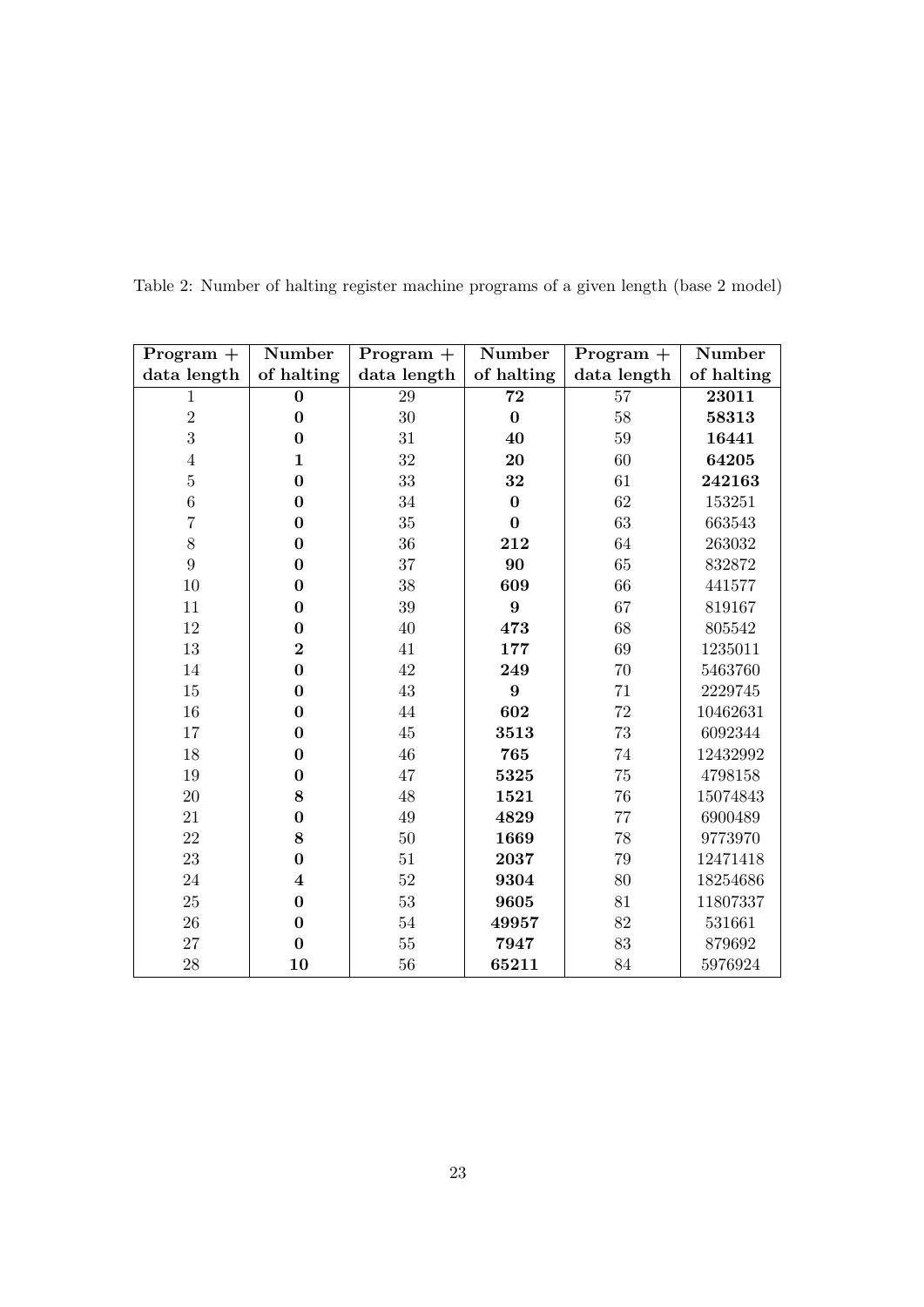Table 2: Number of halting register machine programs of a given length (base 2 model)

| **Program + data length** | **Number of halting** | **Program + data length** | **Number of halting** | **Program + data length** | **Number of halting** |
|---|---|---|---|---|---|
| 1 | **0** | 29 | **72** | 57 | **23011** |
| 2 | **0** | 30 | **0** | 58 | **58313** |
| 3 | **0** | 31 | **40** | 59 | **16441** |
| 4 | **1** | 32 | **20** | 60 | **64205** |
| 5 | **0** | 33 | **32** | 61 | **242163** |
| 6 | **0** | 34 | **0** | 62 | 153251 |
| 7 | **0** | 35 | **0** | 63 | 663543 |
| 8 | **0** | 36 | **212** | 64 | 263032 |
| 9 | **0** | 37 | **90** | 65 | 832872 |
| 10 | **0** | 38 | **609** | 66 | 441577 |
| 11 | **0** | 39 | **9** | 67 | 819167 |
| 12 | **0** | 40 | **473** | 68 | 805542 |
| 13 | **2** | 41 | **177** | 69 | 1235011 |
| 14 | **0** | 42 | **249** | 70 | 5463760 |
| 15 | **0** | 43 | **9** | 71 | 2229745 |
| 16 | **0** | 44 | **602** | 72 | 10462631 |
| 17 | **0** | 45 | **3513** | 73 | 6092344 |
| 18 | **0** | 46 | **765** | 74 | 12432992 |
| 19 | **0** | 47 | **5325** | 75 | 4798158 |
| 20 | **8** | 48 | **1521** | 76 | 15074843 |
| 21 | **0** | 49 | **4829** | 77 | 6900489 |
| 22 | **8** | 50 | **1669** | 78 | 9773970 |
| 23 | **0** | 51 | **2037** | 79 | 12471418 |
| 24 | **4** | 52 | **9304** | 80 | 18254686 |
| 25 | **0** | 53 | **9605** | 81 | 11807337 |
| 26 | **0** | 54 | **49957** | 82 | 531661 |
| 27 | **0** | 55 | **7947** | 83 | 879692 |
| 28 | **10** | 56 | **65211** | 84 | 5976924 |